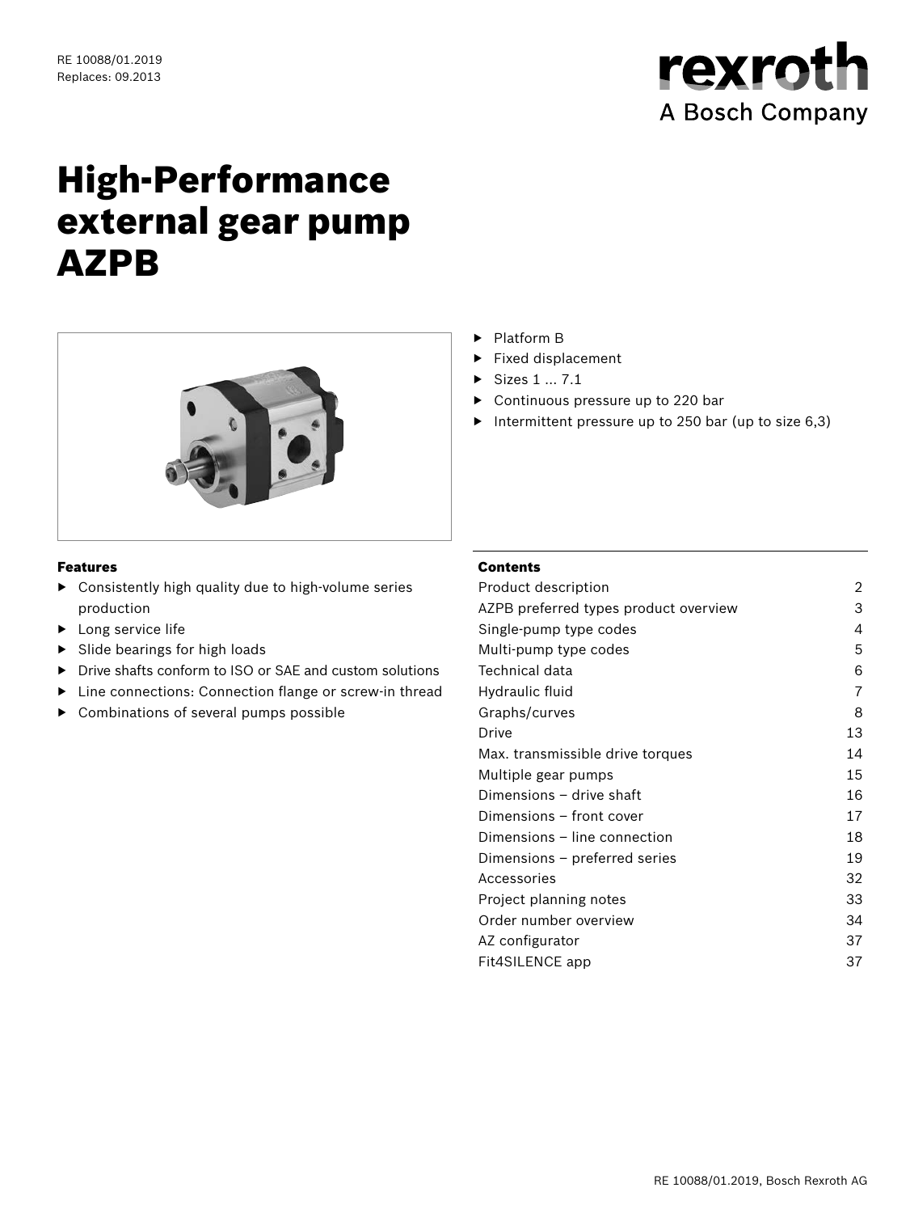RE 10088/01.2019
Replaces: 09.2013

rexroth
A Bosch Company

# High-Performance external gear pump AZPB

- Platform B
- Fixed displacement
- Sizes 1 ... 7.1
- Continuous pressure up to 220 bar
- Intermittent pressure up to 250 bar (up to size 6,3)

### Features

- Consistently high quality due to high-volume series production
- Long service life
- Slide bearings for high loads
- Drive shafts conform to ISO or SAE and custom solutions
- Line connections: Connection flange or screw-in thread
- Combinations of several pumps possible

### Contents

| | |
|---|---|
| Product description | 2 |
| AZPB preferred types product overview | 3 |
| Single-pump type codes | 4 |
| Multi-pump type codes | 5 |
| Technical data | 6 |
| Hydraulic fluid | 7 |
| Graphs/curves | 8 |
| Drive | 13 |
| Max. transmissible drive torques | 14 |
| Multiple gear pumps | 15 |
| Dimensions – drive shaft | 16 |
| Dimensions – front cover | 17 |
| Dimensions – line connection | 18 |
| Dimensions – preferred series | 19 |
| Accessories | 32 |
| Project planning notes | 33 |
| Order number overview | 34 |
| AZ configurator | 37 |
| Fit4SILENCE app | 37 |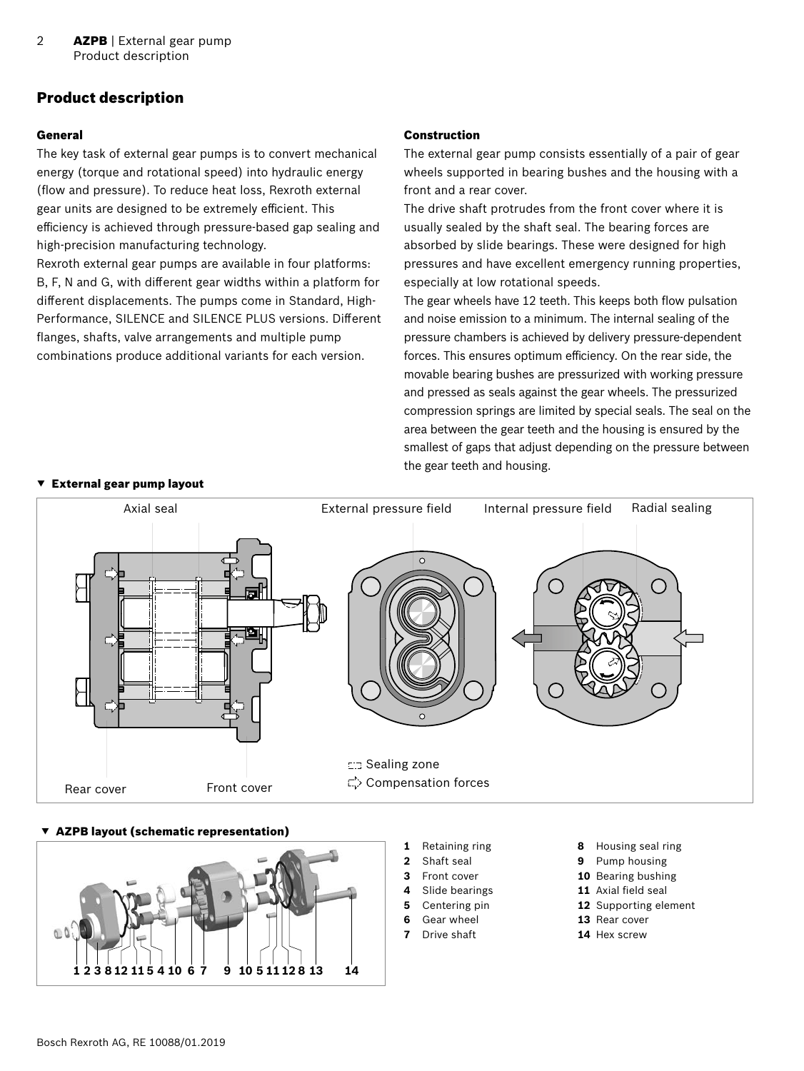# Product description

## General

The key task of external gear pumps is to convert mechanical energy (torque and rotational speed) into hydraulic energy (flow and pressure). To reduce heat loss, Rexroth external gear units are designed to be extremely efficient. This efficiency is achieved through pressure-based gap sealing and high-precision manufacturing technology.

Rexroth external gear pumps are available in four platforms: B, F, N and G, with different gear widths within a platform for different displacements. The pumps come in Standard, High-Performance, SILENCE and SILENCE PLUS versions. Different flanges, shafts, valve arrangements and multiple pump combinations produce additional variants for each version.

## Construction

The external gear pump consists essentially of a pair of gear wheels supported in bearing bushes and the housing with a front and a rear cover.

The drive shaft protrudes from the front cover where it is usually sealed by the shaft seal. The bearing forces are absorbed by slide bearings. These were designed for high pressures and have excellent emergency running properties, especially at low rotational speeds.

The gear wheels have 12 teeth. This keeps both flow pulsation and noise emission to a minimum. The internal sealing of the pressure chambers is achieved by delivery pressure-dependent forces. This ensures optimum efficiency. On the rear side, the movable bearing bushes are pressurized with working pressure and pressed as seals against the gear wheels. The pressurized compression springs are limited by special seals. The seal on the area between the gear teeth and the housing is ensured by the smallest of gaps that adjust depending on the pressure between the gear teeth and housing.

### ▼ External gear pump layout

Axial seal | External pressure field | Internal pressure field | Radial sealing

Rear cover | Front cover

Sealing zone

Compensation forces

### ▼ AZPB layout (schematic representation)

1 2 3 8 12 11 5 4 10 6 7 9 10 5 11 12 8 13 14

1. Retaining ring
2. Shaft seal
3. Front cover
4. Slide bearings
5. Centering pin
6. Gear wheel
7. Drive shaft
8. Housing seal ring
9. Pump housing
10. Bearing bushing
11. Axial field seal
12. Supporting element
13. Rear cover
14. Hex screw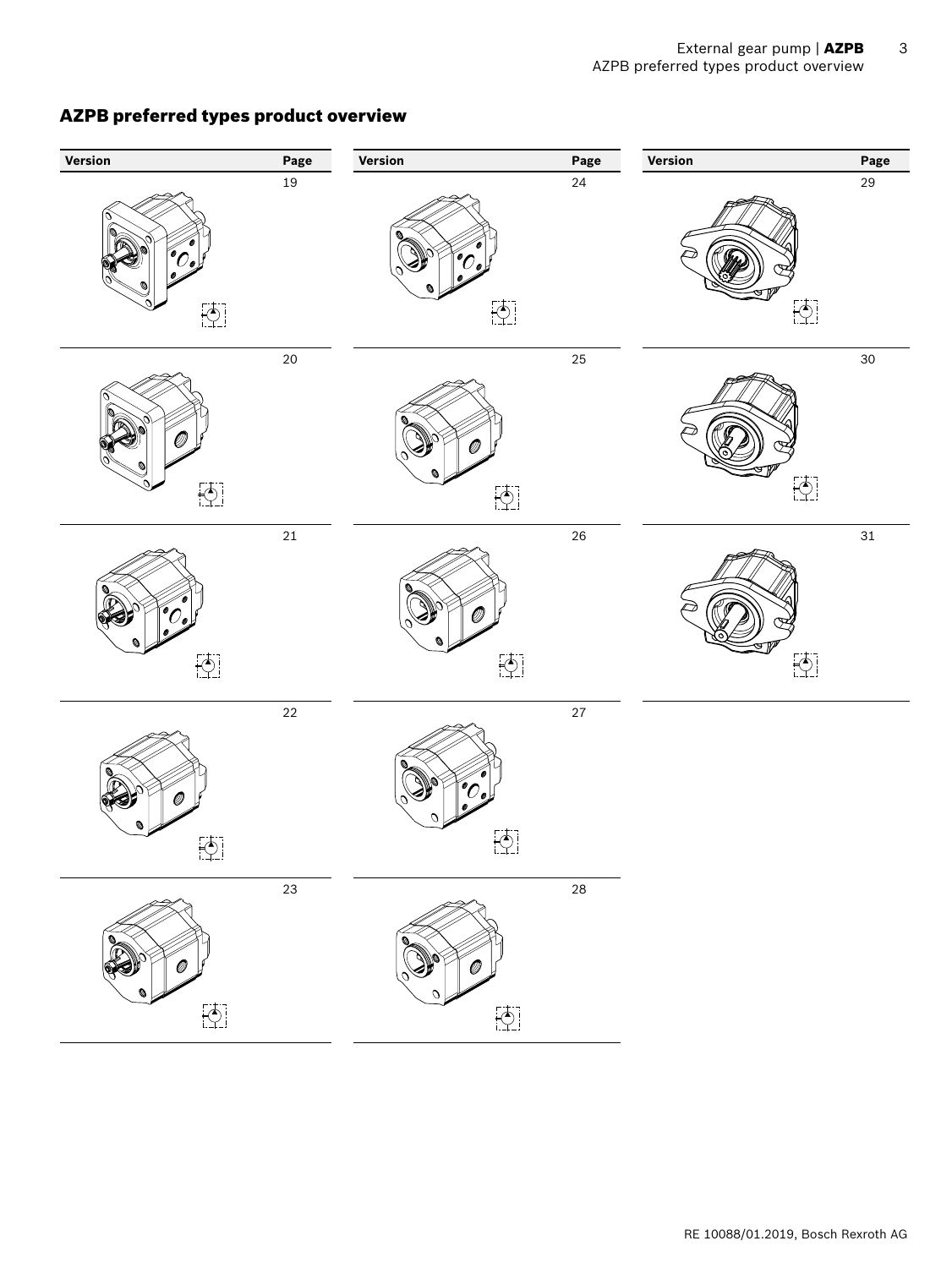## AZPB preferred types product overview

| Version | Page |
| --- | --- |
| | 19 |
| | 20 |
| | 21 |
| | 22 |
| | 23 |

| Version | Page |
| --- | --- |
| | 24 |
| | 25 |
| | 26 |
| | 27 |
| | 28 |

| Version | Page |
| --- | --- |
| | 29 |
| | 30 |
| | 31 |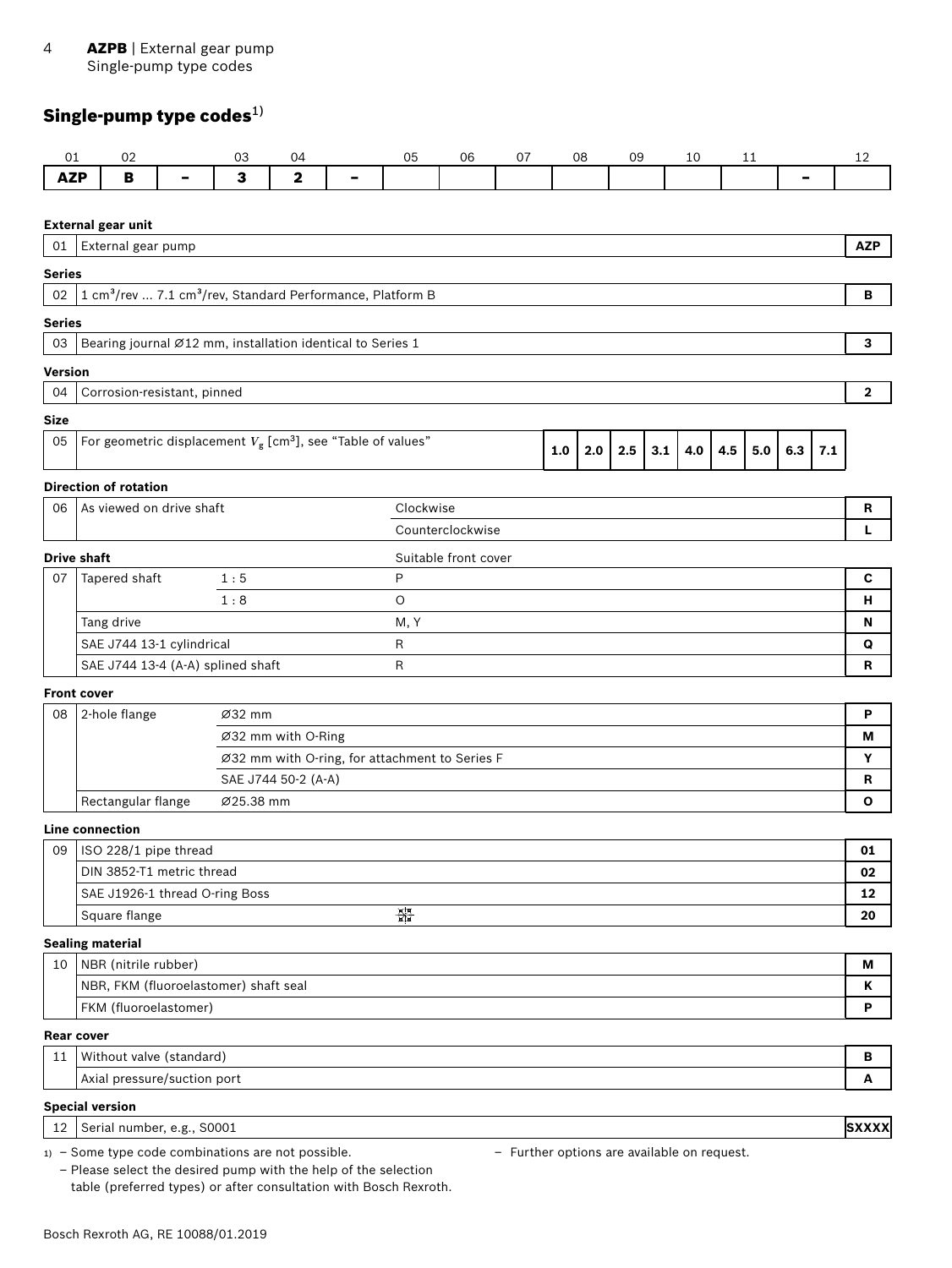## Single-pump type codes[1)]

| 01 | 02 | | 03 | 04 | | 05 | 06 | 07 | 08 | 09 | 10 | 11 | | 12 |
|---|---|---|---|---|---|---|---|---|---|---|---|---|---|---|
| **AZP** | **B** | **–** | **3** | **2** | **–** | | | | | | | | **–** | |

**External gear unit**

| | | |
|---|---|---|
| 01 | External gear pump | **AZP** |

**Series**

| | | |
|---|---|---|
| 02 | 1 cm³/rev ... 7.1 cm³/rev, Standard Performance, Platform B | **B** |

**Series**

| | | |
|---|---|---|
| 03 | Bearing journal Ø12 mm, installation identical to Series 1 | **3** |

**Version**

| | | |
|---|---|---|
| 04 | Corrosion-resistant, pinned | **2** |

**Size**

| | | | | | | | | | | |
|---|---|---|---|---|---|---|---|---|---|---|
| 05 | For geometric displacement $V_g$ [cm³], see "Table of values" | **1.0** | **2.0** | **2.5** | **3.1** | **4.0** | **4.5** | **5.0** | **6.3** | **7.1** |

**Direction of rotation**

| | | | |
|---|---|---|---|
| 06 | As viewed on drive shaft | Clockwise | **R** |
| | | Counterclockwise | **L** |

**Drive shaft**

| | | | Suitable front cover | |
|---|---|---|---|---|
| 07 | Tapered shaft | 1 : 5 | P | **C** |
| | | 1 : 8 | O | **H** |
| | Tang drive | | M, Y | **N** |
| | SAE J744 13-1 cylindrical | | R | **Q** |
| | SAE J744 13-4 (A-A) splined shaft | | R | **R** |

**Front cover**

| | | | |
|---|---|---|---|
| 08 | 2-hole flange | Ø32 mm | **P** |
| | | Ø32 mm with O-Ring | **M** |
| | | Ø32 mm with O-ring, for attachment to Series F | **Y** |
| | | SAE J744 50-2 (A-A) | **R** |
| | Rectangular flange | Ø25.38 mm | **O** |

**Line connection**

| | | |
|---|---|---|
| 09 | ISO 228/1 pipe thread | **01** |
| | DIN 3852-T1 metric thread | **02** |
| | SAE J1926-1 thread O-ring Boss | **12** |
| | Square flange | **20** |

**Sealing material**

| | | |
|---|---|---|
| 10 | NBR (nitrile rubber) | **M** |
| | NBR, FKM (fluoroelastomer) shaft seal | **K** |
| | FKM (fluoroelastomer) | **P** |

**Rear cover**

| | | |
|---|---|---|
| 11 | Without valve (standard) | **B** |
| | Axial pressure/suction port | **A** |

**Special version**

| | | |
|---|---|---|
| 12 | Serial number, e.g., S0001 | **SXXXX** |

1) – Some type code combinations are not possible.
– Please select the desired pump with the help of the selection table (preferred types) or after consultation with Bosch Rexroth.
– Further options are available on request.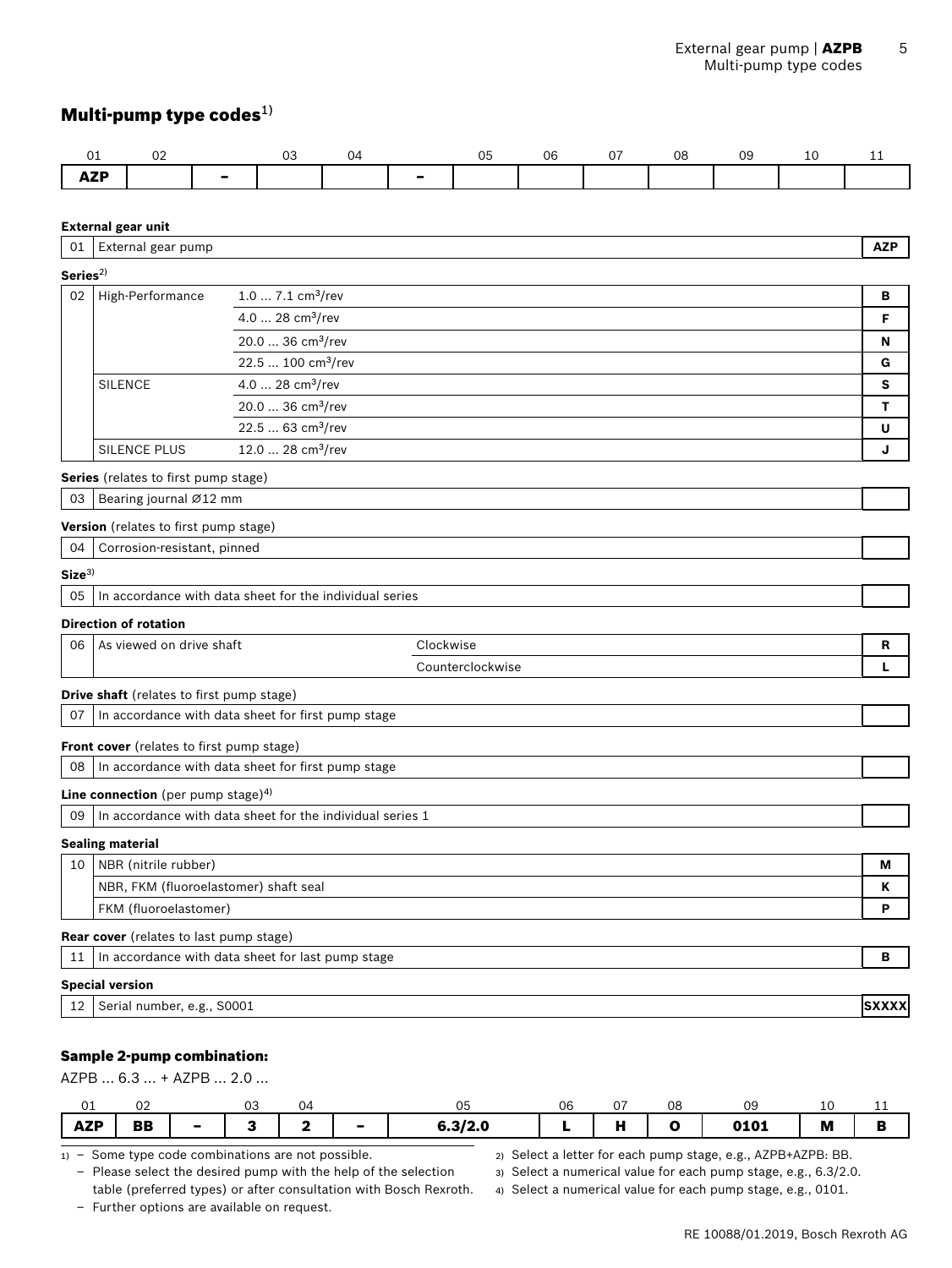## Multi-pump type codes[1]

| 01 | 02 | | 03 | 04 | | 05 | 06 | 07 | 08 | 09 | 10 | 11 |
|---|---|---|---|---|---|---|---|---|---|---|---|---|
| **AZP** | | – | | | – | | | | | | | |

**External gear unit**

| | | | |
|---|---|---|---|
| 01 | External gear pump | | **AZP** |

**Series**[2]

| | | | |
|---|---|---|---|
| 02 | High-Performance | 1.0 ... 7.1 $cm^3$/rev | **B** |
| | | 4.0 ... 28 $cm^3$/rev | **F** |
| | | 20.0 ... 36 $cm^3$/rev | **N** |
| | | 22.5 ... 100 $cm^3$/rev | **G** |
| | SILENCE | 4.0 ... 28 $cm^3$/rev | **S** |
| | | 20.0 ... 36 $cm^3$/rev | **T** |
| | | 22.5 ... 63 $cm^3$/rev | **U** |
| | SILENCE PLUS | 12.0 ... 28 $cm^3$/rev | **J** |

**Series** (relates to first pump stage)

| | | |
|---|---|---|
| 03 | Bearing journal Ø12 mm | |

**Version** (relates to first pump stage)

| | | |
|---|---|---|
| 04 | Corrosion-resistant, pinned | |

**Size**[3]

| | | |
|---|---|---|
| 05 | In accordance with data sheet for the individual series | |

**Direction of rotation**

| | | | |
|---|---|---|---|
| 06 | As viewed on drive shaft | Clockwise | **R** |
| | | Counterclockwise | **L** |

**Drive shaft** (relates to first pump stage)

| | | |
|---|---|---|
| 07 | In accordance with data sheet for first pump stage | |

**Front cover** (relates to first pump stage)

| | | |
|---|---|---|
| 08 | In accordance with data sheet for first pump stage | |

**Line connection** (per pump stage)[4]

| | | |
|---|---|---|
| 09 | In accordance with data sheet for the individual series 1 | |

**Sealing material**

| | | |
|---|---|---|
| 10 | NBR (nitrile rubber) | **M** |
| | NBR, FKM (fluoroelastomer) shaft seal | **K** |
| | FKM (fluoroelastomer) | **P** |

**Rear cover** (relates to last pump stage)

| | | |
|---|---|---|
| 11 | In accordance with data sheet for last pump stage | **B** |

**Special version**

| | | |
|---|---|---|
| 12 | Serial number, e.g., S0001 | **SXXXX** |

### Sample 2-pump combination:

AZPB ... 6.3 ... + AZPB ... 2.0 ...

| 01 | 02 | | 03 | 04 | | 05 | 06 | 07 | 08 | 09 | 10 | 11 |
|---|---|---|---|---|---|---|---|---|---|---|---|---|
| **AZP** | **BB** | – | **3** | **2** | – | **6.3/2.0** | **L** | **H** | **O** | **0101** | **M** | **B** |

1) – Some type code combinations are not possible.
– Please select the desired pump with the help of the selection table (preferred types) or after consultation with Bosch Rexroth.
– Further options are available on request.

2) Select a letter for each pump stage, e.g., AZPB+AZPB: BB.

3) Select a numerical value for each pump stage, e.g., 6.3/2.0.

4) Select a numerical value for each pump stage, e.g., 0101.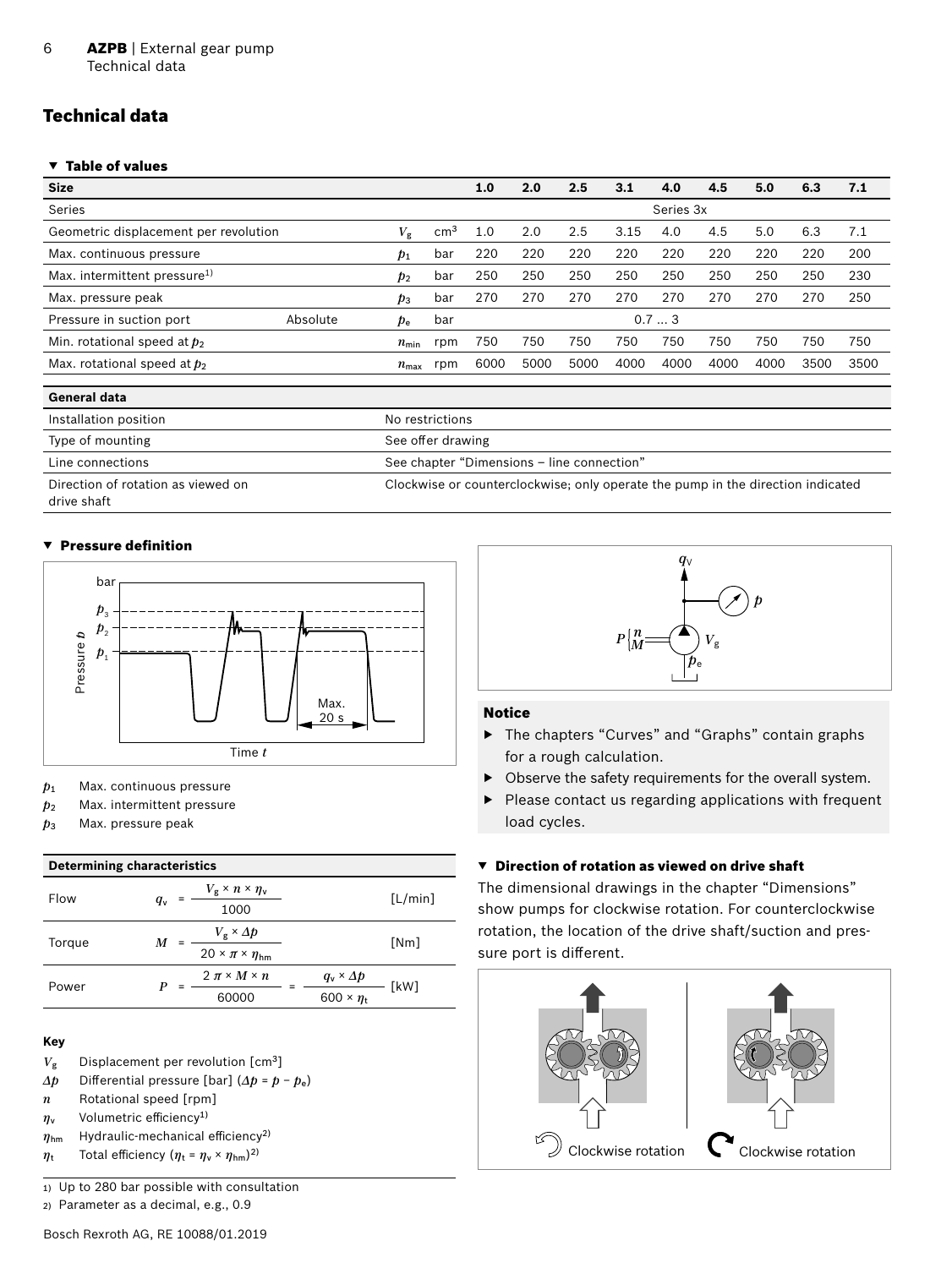## Technical data

### ▼ Table of values

| Size | | | | 1.0 | 2.0 | 2.5 | 3.1 | 4.0 | 4.5 | 5.0 | 6.3 | 7.1 |
|---|---|---|---|---|---|---|---|---|---|---|---|---|
| Series | | | | Series 3x | | | | | | | | |
| Geometric displacement per revolution | | $V_g$ | cm³ | 1.0 | 2.0 | 2.5 | 3.15 | 4.0 | 4.5 | 5.0 | 6.3 | 7.1 |
| Max. continuous pressure | | $p_1$ | bar | 220 | 220 | 220 | 220 | 220 | 220 | 220 | 220 | 200 |
| Max. intermittent pressure[1)] | | $p_2$ | bar | 250 | 250 | 250 | 250 | 250 | 250 | 250 | 250 | 230 |
| Max. pressure peak | | $p_3$ | bar | 270 | 270 | 270 | 270 | 270 | 270 | 270 | 270 | 250 |
| Pressure in suction port | Absolute | $p_e$ | bar | 0.7 ... 3 | | | | | | | | |
| Min. rotational speed at $p_2$ | | $n_{min}$ | rpm | 750 | 750 | 750 | 750 | 750 | 750 | 750 | 750 | 750 |
| Max. rotational speed at $p_2$ | | $n_{max}$ | rpm | 6000 | 5000 | 5000 | 4000 | 4000 | 4000 | 4000 | 3500 | 3500 |

| General data | |
|---|---|
| Installation position | No restrictions |
| Type of mounting | See offer drawing |
| Line connections | See chapter "Dimensions – line connection" |
| Direction of rotation as viewed on drive shaft | Clockwise or counterclockwise; only operate the pump in the direction indicated |

### ▼ Pressure definition

$p_1$ Max. continuous pressure
$p_2$ Max. intermittent pressure
$p_3$ Max. pressure peak

| Determining characteristics | | |
|---|---|---|
| Flow | $q_v = \frac{V_g \times n \times \eta_v}{1000}$ | [L/min] |
| Torque | $M = \frac{V_g \times \Delta p}{20 \times \pi \times \eta_{hm}}$ | [Nm] |
| Power | $P = \frac{2\,\pi \times M \times n}{60000} = \frac{q_v \times \Delta p}{600 \times \eta_t}$ | [kW] |

**Key**

$V_g$ Displacement per revolution [cm³]
$\Delta p$ Differential pressure [bar] ($\Delta p = p - p_e$)
$n$ Rotational speed [rpm]
$\eta_v$ Volumetric efficiency[1)]
$\eta_{hm}$ Hydraulic-mechanical efficiency[2)]
$\eta_t$ Total efficiency ($\eta_t = \eta_v \times \eta_{hm}$)[2)]

1) Up to 280 bar possible with consultation
2) Parameter as a decimal, e.g., 0.9

**Notice**

- The chapters "Curves" and "Graphs" contain graphs for a rough calculation.
- Observe the safety requirements for the overall system.
- Please contact us regarding applications with frequent load cycles.

### ▼ Direction of rotation as viewed on drive shaft

The dimensional drawings in the chapter "Dimensions" show pumps for clockwise rotation. For counterclockwise rotation, the location of the drive shaft/suction and pressure port is different.

Clockwise rotation    Clockwise rotation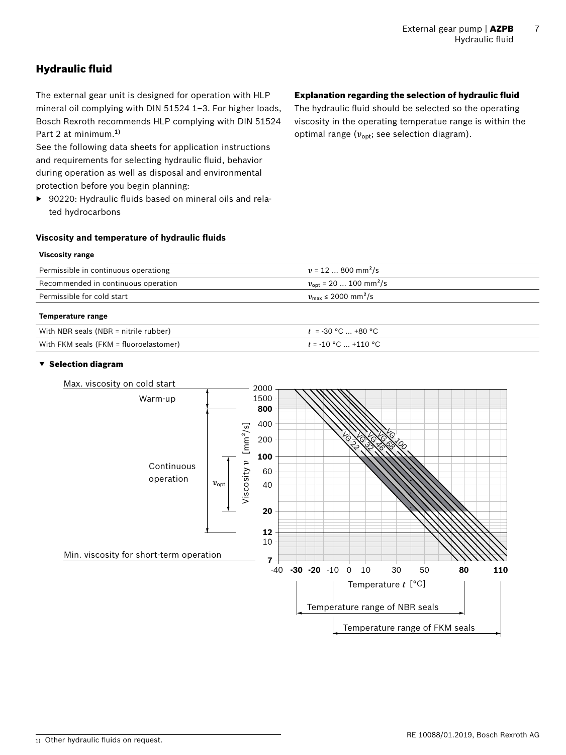## Hydraulic fluid

The external gear unit is designed for operation with HLP mineral oil complying with DIN 51524 1–3. For higher loads, Bosch Rexroth recommends HLP complying with DIN 51524 Part 2 at minimum.[1)]

See the following data sheets for application instructions and requirements for selecting hydraulic fluid, behavior during operation as well as disposal and environmental protection before you begin planning:

- ▶ 90220: Hydraulic fluids based on mineral oils and related hydrocarbons

### Explanation regarding the selection of hydraulic fluid

The hydraulic fluid should be selected so the operating viscosity in the operating temperatue range is within the optimal range ($\nu_{opt}$; see selection diagram).

### Viscosity and temperature of hydraulic fluids

| Viscosity range | |
|---|---|
| Permissible in continuous operationg | $\nu$ = 12 ... 800 mm²/s |
| Recommended in continuous operation | $\nu_{opt}$ = 20 ... 100 mm²/s |
| Permissible for cold start | $\nu_{max}$ ≤ 2000 mm²/s |
| **Temperature range** | |
| With NBR seals (NBR = nitrile rubber) | $t$ = -30 °C ... +80 °C |
| With FKM seals (FKM = fluoroelastomer) | $t$ = -10 °C ... +110 °C |

### ▼ Selection diagram

Max. viscosity on cold start

Warm-up

Continuous operation

$\nu_{opt}$

Min. viscosity for short-term operation

Viscosity $\nu$ [mm²/s]: 2000, 1500, **800**, 400, 200, **100**, 60, 40, **20**, **12**, 10, **7**

VG 22, VG 32, VG 46, VG 68, VG 100

Temperature $t$ [°C]: -40, **-30**, **-20**, -10, 0, 10, 30, 50, **80**, **110**

Temperature range of NBR seals

Temperature range of FKM seals

---

1) Other hydraulic fluids on request.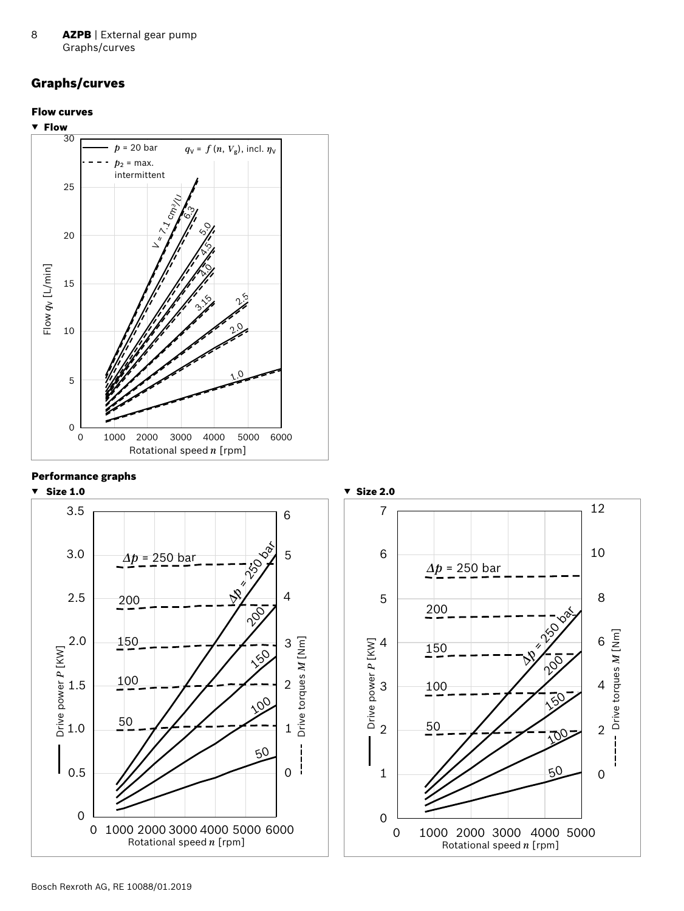## Graphs/curves

### Flow curves

▼ **Flow**

### Performance graphs

▼ **Size 1.0**

▼ **Size 2.0**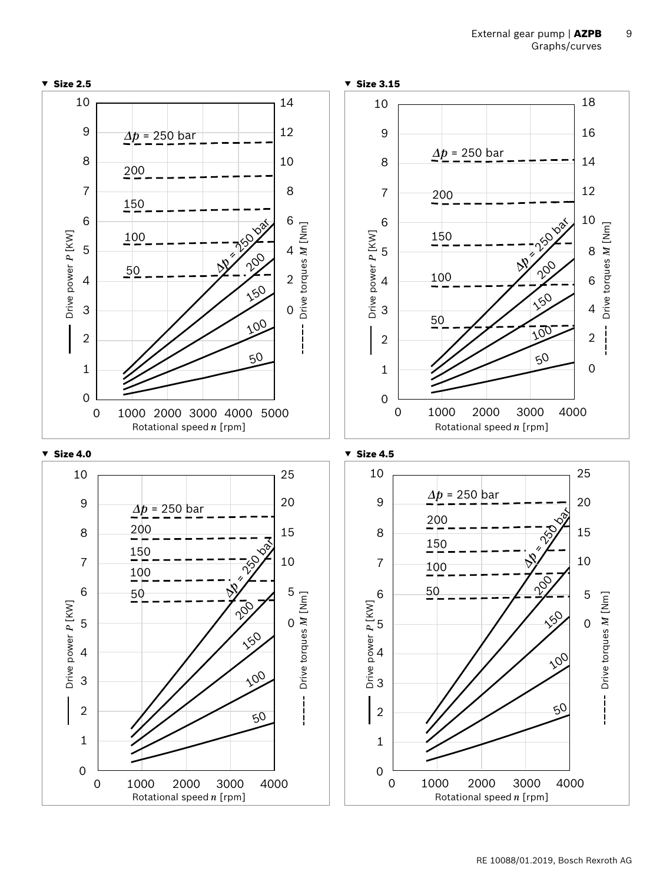▼ **Size 2.5**

Drive power $P$ [KW] — Drive torques $M$ [Nm] - - -

Rotational speed $n$ [rpm]

$\Delta p$ = 250 bar, 200, 150, 100, 50

▼ **Size 3.15**

Drive power $P$ [KW] — Drive torques $M$ [Nm] - - -

Rotational speed $n$ [rpm]

$\Delta p$ = 250 bar, 200, 150, 100, 50

▼ **Size 4.0**

Drive power $P$ [KW] — Drive torques $M$ [Nm] - - -

Rotational speed $n$ [rpm]

$\Delta p$ = 250 bar, 200, 150, 100, 50

▼ **Size 4.5**

Drive power $P$ [KW] — Drive torques $M$ [Nm] - - -

Rotational speed $n$ [rpm]

$\Delta p$ = 250 bar, 200, 150, 100, 50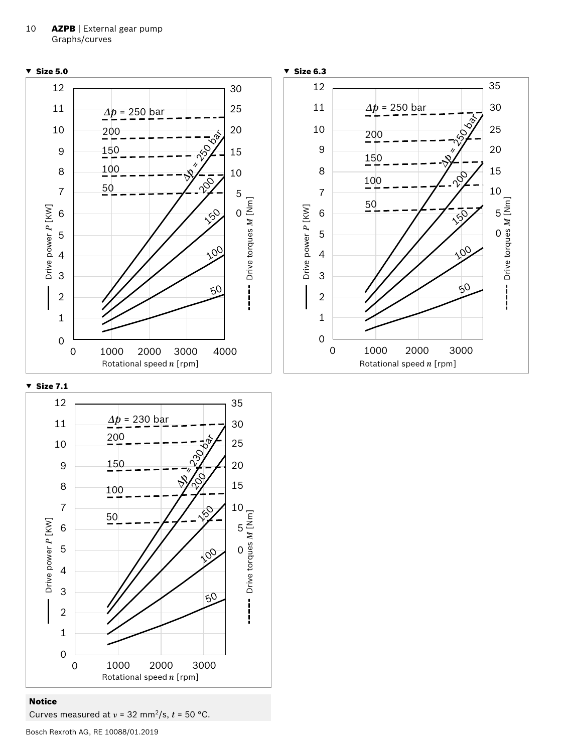▼ **Size 5.0**

▼ **Size 6.3**

▼ **Size 7.1**

**Notice**

Curves measured at $\nu$ = 32 $mm^2/s$, $t$ = 50 °C.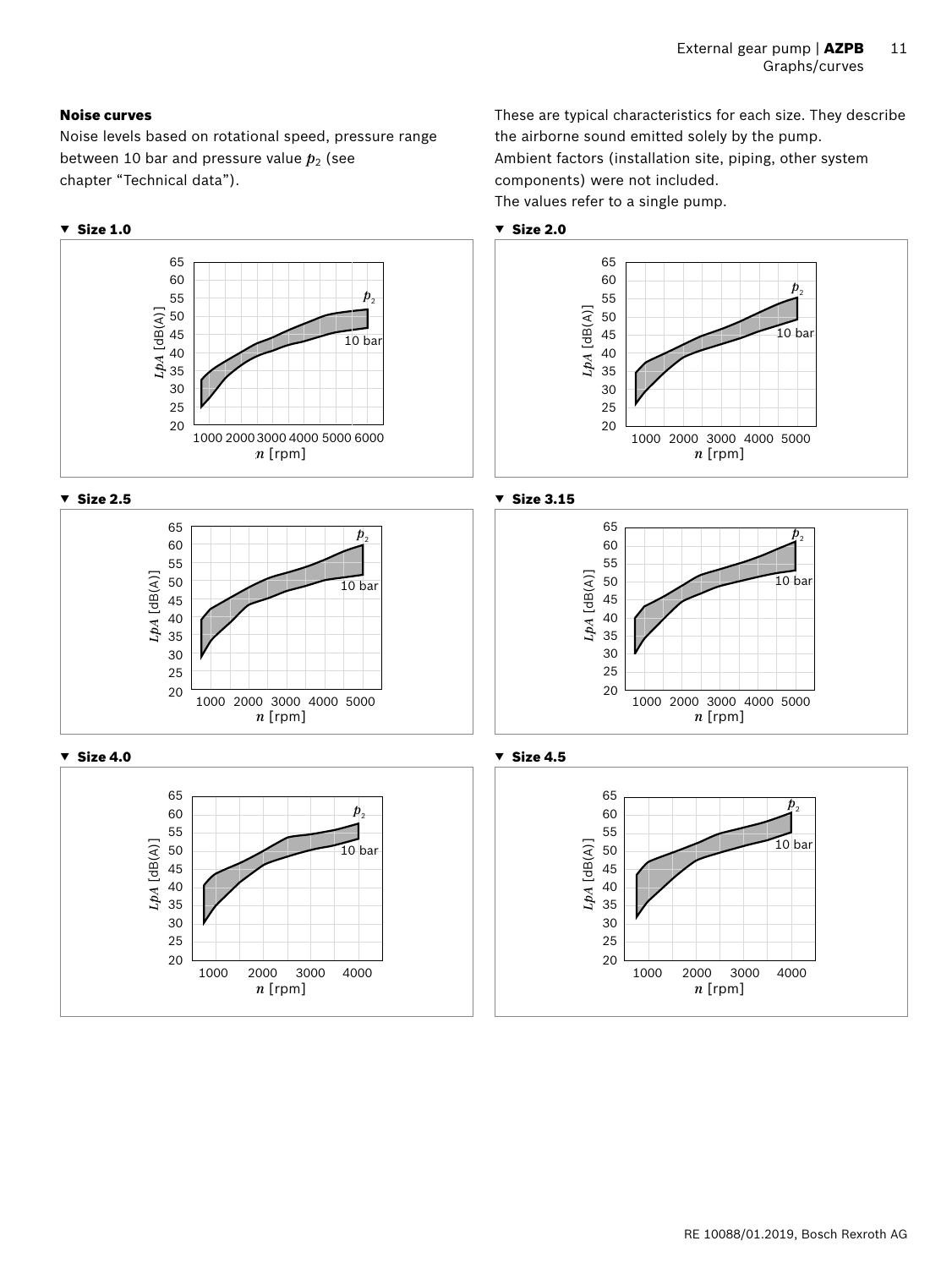## Noise curves

Noise levels based on rotational speed, pressure range between 10 bar and pressure value $p_2$ (see chapter "Technical data").

These are typical characteristics for each size. They describe the airborne sound emitted solely by the pump.
Ambient factors (installation site, piping, other system components) were not included.
The values refer to a single pump.

▼ **Size 1.0**

▼ **Size 2.0**

▼ **Size 2.5**

▼ **Size 3.15**

▼ **Size 4.0**

▼ **Size 4.5**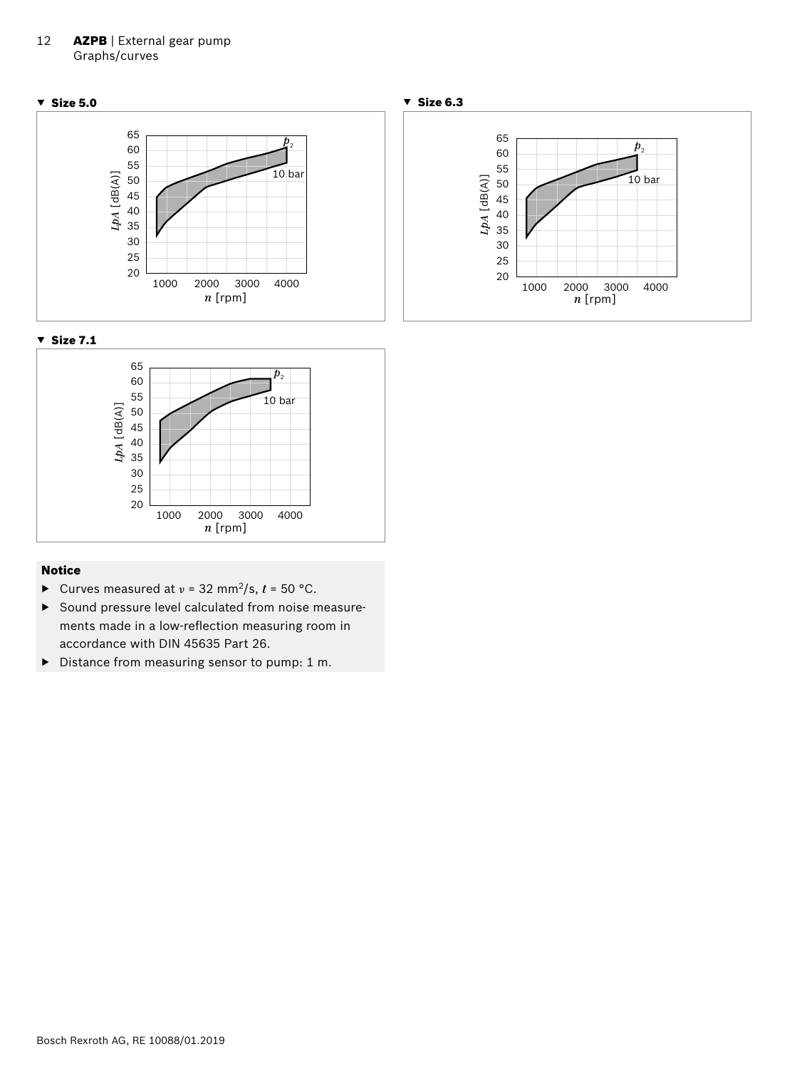▼ **Size 5.0**

▼ **Size 6.3**

▼ **Size 7.1**

**Notice**

- ▶ Curves measured at $\nu$ = 32 mm²/s, $t$ = 50 °C.
- ▶ Sound pressure level calculated from noise measurements made in a low-reflection measuring room in accordance with DIN 45635 Part 26.
- ▶ Distance from measuring sensor to pump: 1 m.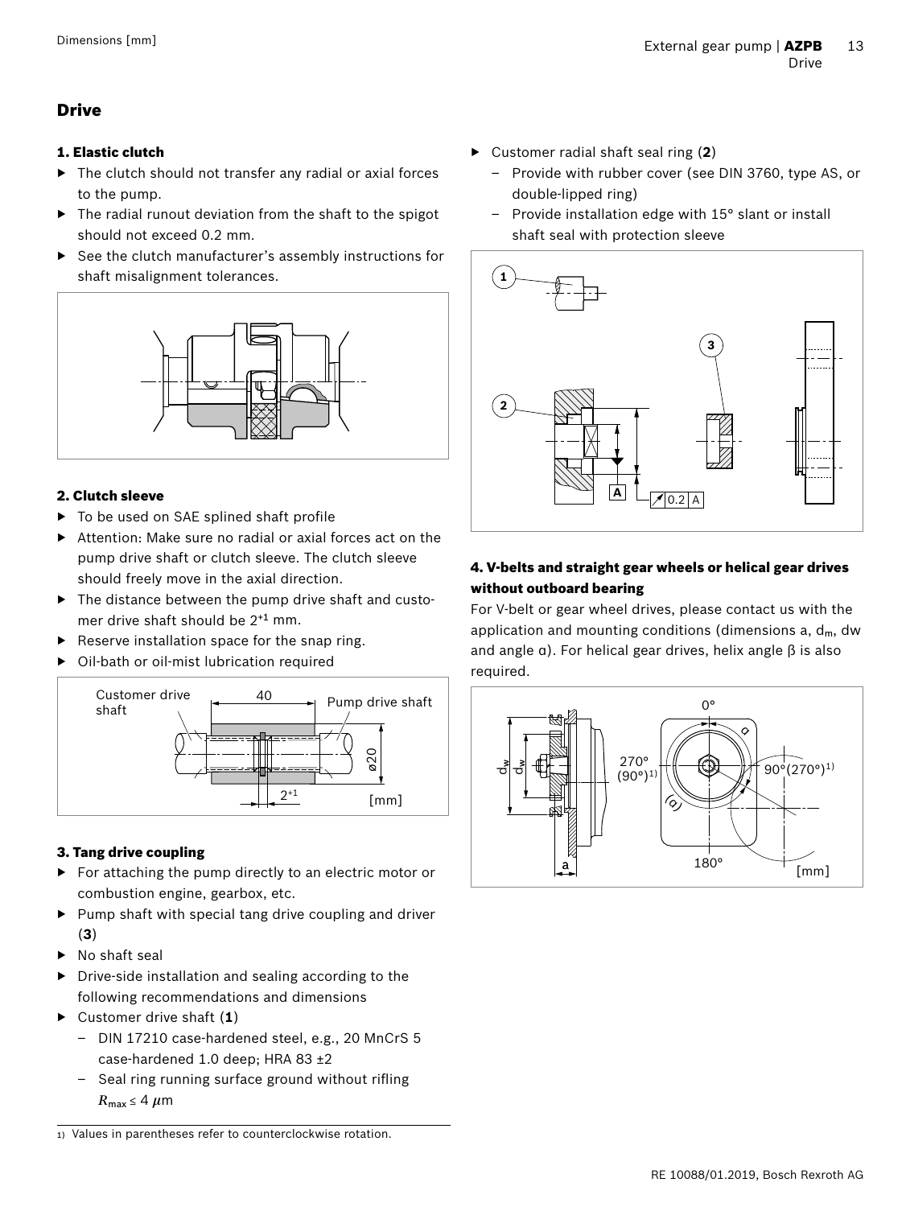## Drive

### 1. Elastic clutch

- The clutch should not transfer any radial or axial forces to the pump.
- The radial runout deviation from the shaft to the spigot should not exceed 0.2 mm.
- See the clutch manufacturer's assembly instructions for shaft misalignment tolerances.

### 2. Clutch sleeve

- To be used on SAE splined shaft profile
- Attention: Make sure no radial or axial forces act on the pump drive shaft or clutch sleeve. The clutch sleeve should freely move in the axial direction.
- The distance between the pump drive shaft and customer drive shaft should be $2^{+1}$ mm.
- Reserve installation space for the snap ring.
- Oil-bath or oil-mist lubrication required

### 3. Tang drive coupling

- For attaching the pump directly to an electric motor or combustion engine, gearbox, etc.
- Pump shaft with special tang drive coupling and driver (**3**)
- No shaft seal
- Drive-side installation and sealing according to the following recommendations and dimensions
- Customer drive shaft (**1**)
  - DIN 17210 case-hardened steel, e.g., 20 MnCrS 5 case-hardened 1.0 deep; HRA 83 ±2
  - Seal ring running surface ground without rifling $R_{max} \leq 4\ \mu m$
- Customer radial shaft seal ring (**2**)
  - Provide with rubber cover (see DIN 3760, type AS, or double-lipped ring)
  - Provide installation edge with 15° slant or install shaft seal with protection sleeve

### 4. V-belts and straight gear wheels or helical gear drives without outboard bearing

For V-belt or gear wheel drives, please contact us with the application and mounting conditions (dimensions a, $d_m$, dw and angle α). For helical gear drives, helix angle β is also required.

1) Values in parentheses refer to counterclockwise rotation.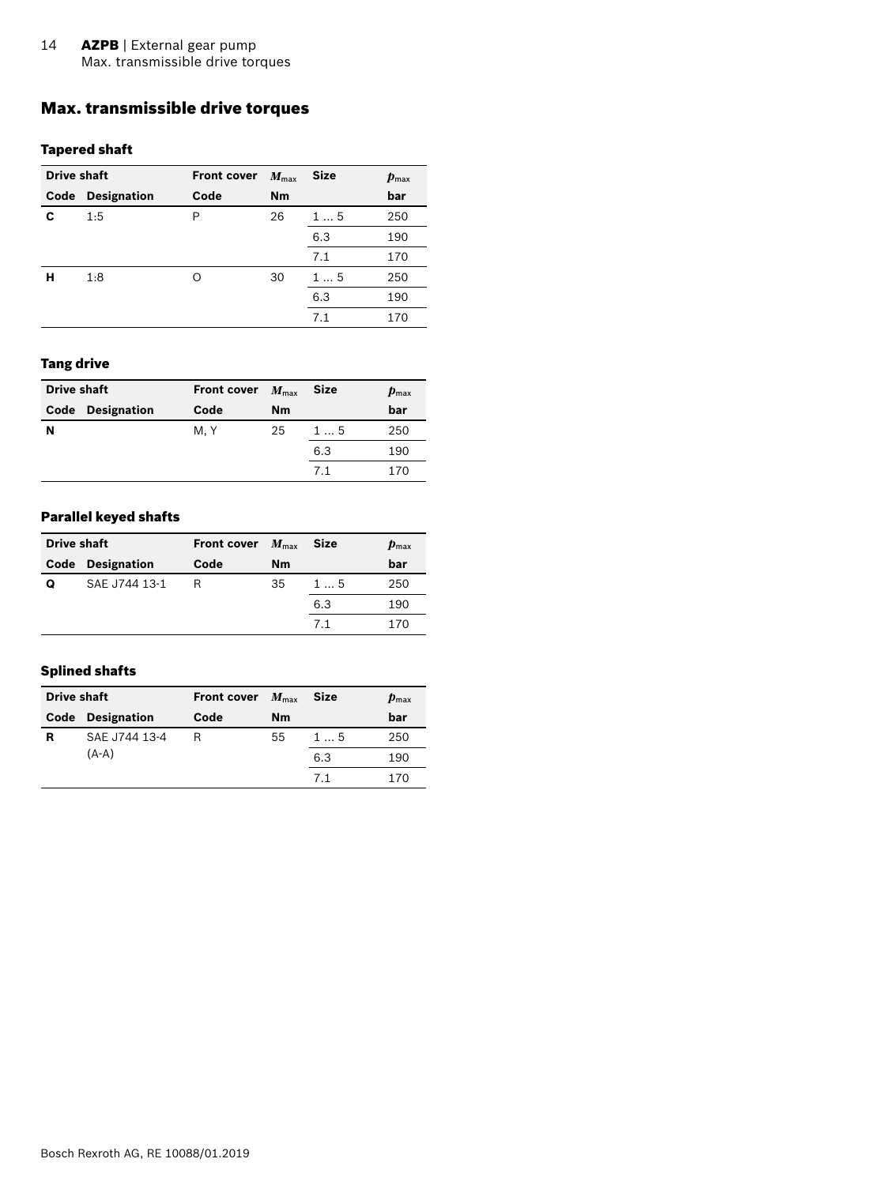# Max. transmissible drive torques

## Tapered shaft

| Drive shaft | | Front cover | $M_{max}$ | Size | $p_{max}$ |
|---|---|---|---|---|---|
| Code | Designation | Code | Nm | | bar |
| C | 1:5 | P | 26 | 1 ... 5 | 250 |
| | | | | 6.3 | 190 |
| | | | | 7.1 | 170 |
| H | 1:8 | O | 30 | 1 ... 5 | 250 |
| | | | | 6.3 | 190 |
| | | | | 7.1 | 170 |

## Tang drive

| Drive shaft | | Front cover | $M_{max}$ | Size | $p_{max}$ |
|---|---|---|---|---|---|
| Code | Designation | Code | Nm | | bar |
| N | | M, Y | 25 | 1 ... 5 | 250 |
| | | | | 6.3 | 190 |
| | | | | 7.1 | 170 |

## Parallel keyed shafts

| Drive shaft | | Front cover | $M_{max}$ | Size | $p_{max}$ |
|---|---|---|---|---|---|
| Code | Designation | Code | Nm | | bar |
| Q | SAE J744 13-1 | R | 35 | 1 ... 5 | 250 |
| | | | | 6.3 | 190 |
| | | | | 7.1 | 170 |

## Splined shafts

| Drive shaft | | Front cover | $M_{max}$ | Size | $p_{max}$ |
|---|---|---|---|---|---|
| Code | Designation | Code | Nm | | bar |
| R | SAE J744 13-4 (A-A) | R | 55 | 1 ... 5 | 250 |
| | | | | 6.3 | 190 |
| | | | | 7.1 | 170 |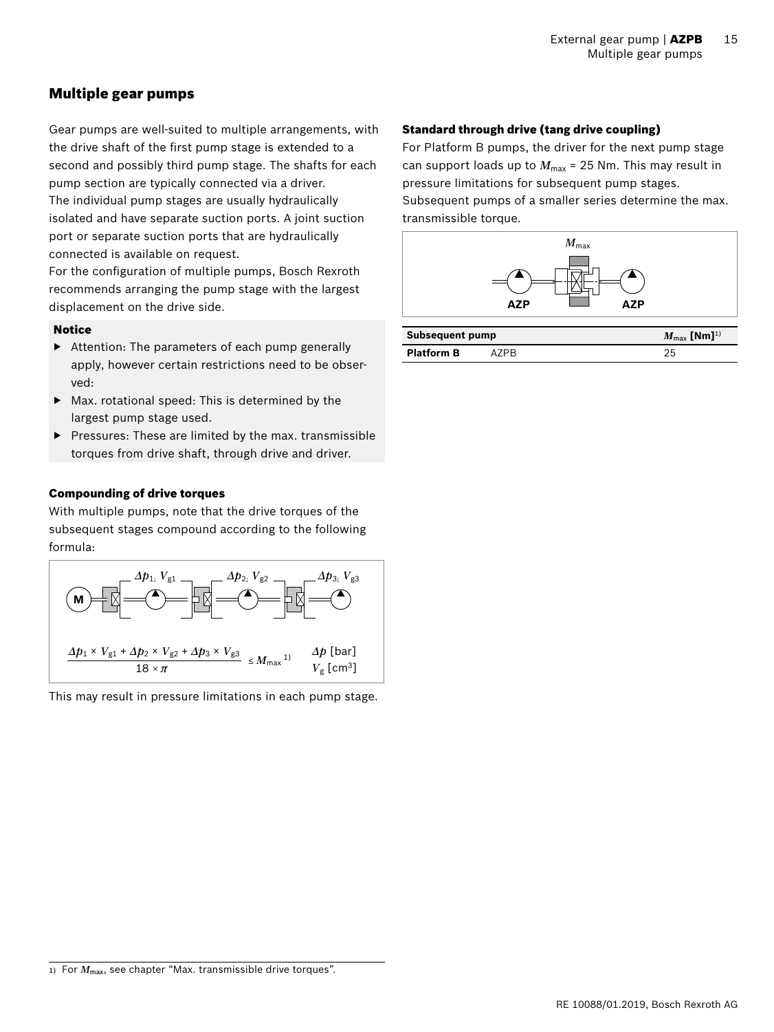## Multiple gear pumps

Gear pumps are well-suited to multiple arrangements, with the drive shaft of the first pump stage is extended to a second and possibly third pump stage. The shafts for each pump section are typically connected via a driver.
The individual pump stages are usually hydraulically isolated and have separate suction ports. A joint suction port or separate suction ports that are hydraulically connected is available on request.
For the configuration of multiple pumps, Bosch Rexroth recommends arranging the pump stage with the largest displacement on the drive side.

**Notice**

- Attention: The parameters of each pump generally apply, however certain restrictions need to be observed:
- Max. rotational speed: This is determined by the largest pump stage used.
- Pressures: These are limited by the max. transmissible torques from drive shaft, through drive and driver.

### Compounding of drive torques

With multiple pumps, note that the drive torques of the subsequent stages compound according to the following formula:

M — $\Delta p_1;\ V_{g1}$ — $\Delta p_2;\ V_{g2}$ — $\Delta p_3;\ V_{g3}$

$$\frac{\Delta p_1 \times V_{g1} + \Delta p_2 \times V_{g2} + \Delta p_3 \times V_{g3}}{18 \times \pi} \leq M_{max}{}^{1)} \qquad \Delta p \text{ [bar]} \quad V_g \text{ [cm}^3\text{]}$$

This may result in pressure limitations in each pump stage.

### Standard through drive (tang drive coupling)

For Platform B pumps, the driver for the next pump stage can support loads up to $M_{max}$ = 25 Nm. This may result in pressure limitations for subsequent pump stages.
Subsequent pumps of a smaller series determine the max. transmissible torque.

$M_{max}$

AZP AZP

| Subsequent pump | | $M_{max}$ [Nm][1)] |
|---|---|---|
| **Platform B** | AZPB | 25 |

1) For $M_{max}$, see chapter "Max. transmissible drive torques".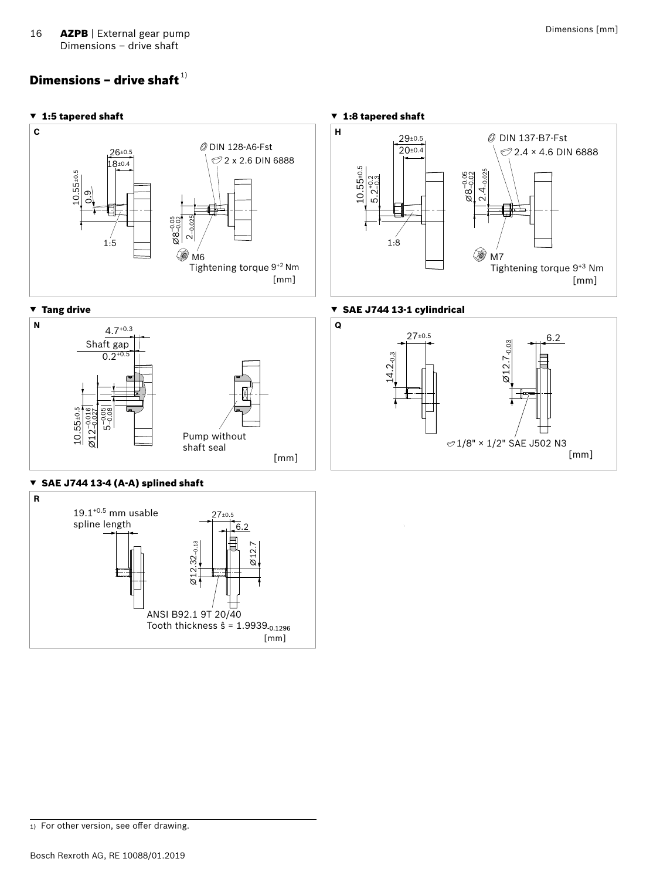## Dimensions – drive shaft[1)]

### ▼ 1:5 tapered shaft

**C**

$26^{\pm0.5}$

$18^{\pm0.4}$

$10.55^{\pm0.5}$

0.9

1:5

DIN 128-A6-Fst

2 x 2.6 DIN 6888

$\varnothing 8^{-0.05}_{-0.02}$

$2_{-0.025}$

M6

Tightening torque $9^{+2}$ Nm

[mm]

### ▼ 1:8 tapered shaft

**H**

$29^{\pm0.5}$

$20^{\pm0.4}$

$10.55^{\pm0.5}$

$5.2^{+0.2}_{-0.3}$

1:8

DIN 137-B7-Fst

2.4 × 4.6 DIN 6888

$\varnothing 8^{-0.05}_{-0.02}$

$2.4_{-0.025}$

M7

Tightening torque $9^{+3}$ Nm

[mm]

### ▼ Tang drive

**N**

$4.7^{+0.3}$

Shaft gap

$0.2^{+0.5}$

$10.55^{\pm0.5}$

$\varnothing 12^{-0.016}_{-0.027}$

$5^{-0.05}_{-0.08}$

Pump without shaft seal

[mm]

### ▼ SAE J744 13-1 cylindrical

**Q**

$27^{\pm0.5}$

$14.2_{-0.3}$

$\varnothing 12.7_{-0.03}$

6.2

1/8" × 1/2" SAE J502 N3

[mm]

### ▼ SAE J744 13-4 (A-A) splined shaft

**R**

$19.1^{+0.5}$ mm usable spline length

$27^{\pm0.5}$

6.2

$\varnothing 12.32_{-0.13}$

Ø12.7

ANSI B92.1 9T 20/40

Tooth thickness ŝ = $1.9939_{-0.1296}$

[mm]

---

1) For other version, see offer drawing.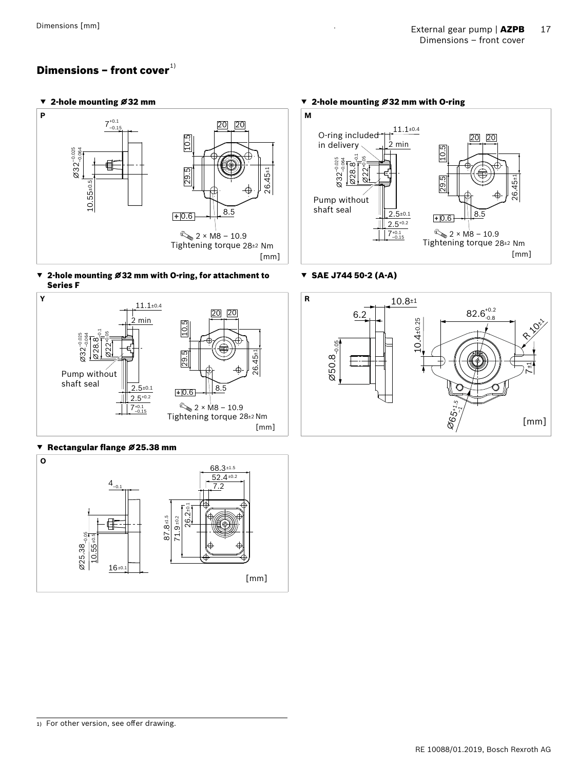## Dimensions – front cover[1)]

▼ **2-hole mounting Ø32 mm**

**P**

$7^{+0.1}_{-0.15}$

$Ø32^{-0.025}_{-0.064}$

10.55±0.5

20 20

10.5

29.5

26.45±1

0.6

8.5

2 × M8 – 10.9
Tightening torque 28±2 Nm

[mm]

▼ **2-hole mounting Ø32 mm with O-ring**

**M**

O-ring included in delivery

11.1±0.4

2 min

$Ø32^{-0.025}_{-0.064}$

$Ø28.8^{-0.1}$

$Ø22^{+0.05}$

Pump without shaft seal

2.5±0.1

$2.5^{+0.2}$

$7^{+0.1}_{-0.15}$

20 20

10.5

29.5

26.45±1

0.6

8.5

2 × M8 – 10.9
Tightening torque 28±2 Nm

[mm]

▼ **2-hole mounting Ø32 mm with O-ring, for attachment to Series F**

**Y**

11.1±0.4

2 min

$Ø32^{-0.025}_{-0.064}$

$Ø28.8^{-0.1}$

$Ø22^{+0.05}$

Pump without shaft seal

2.5±0.1

$2.5^{+0.2}$

$7^{+0.1}_{-0.15}$

20 20

10.5

29.5

26.45±1

0.6

8.5

2 × M8 – 10.9
Tightening torque 28±2 Nm

[mm]

▼ **SAE J744 50-2 (A-A)**

**R**

10.8±1

6.2

$Ø50.8_{-0.05}$

10.4±0.25

$82.6^{+0.2}_{-0.8}$

R 10±1

7±1

$Ø65^{+1.5}_{-1}$

[mm]

▼ **Rectangular flange Ø25.38 mm**

**O**

$4_{-0.1}$

$Ø25.38_{-0.05}$

10.55±0.5

16±0.1

68.3±1.5

52.4±0.2

7.2

87.8±1.5

71.9±0.2

26.2±0.1

[mm]

1) For other version, see offer drawing.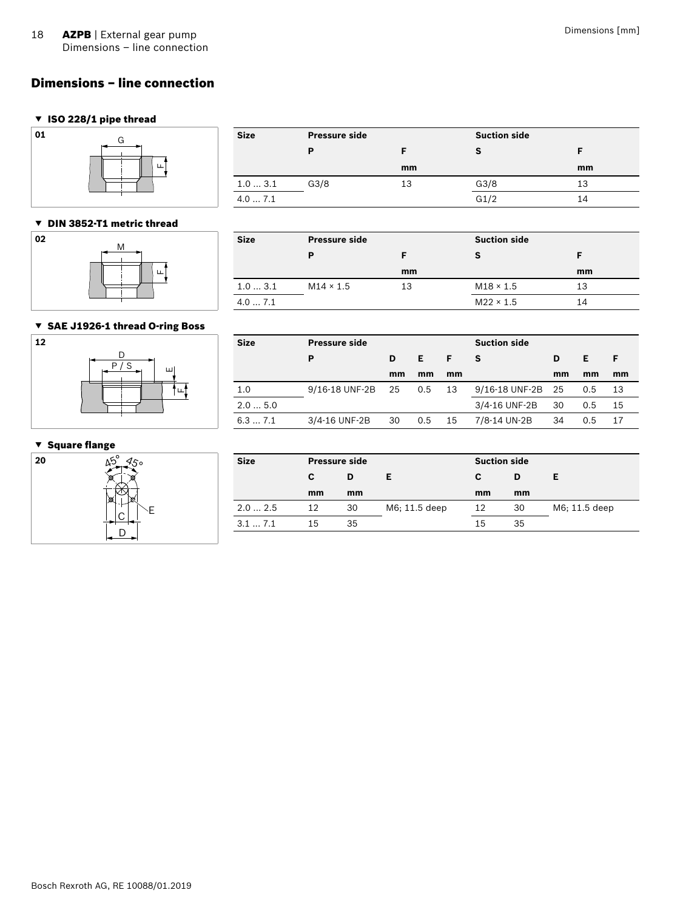## Dimensions – line connection

### ▼ ISO 228/1 pipe thread

01

| Size | Pressure side | | Suction side | |
|---|---|---|---|---|
| | P | F | S | F |
| | | mm | | mm |
| 1.0 ... 3.1 | G3/8 | 13 | G3/8 | 13 |
| 4.0 ... 7.1 | | | G1/2 | 14 |

### ▼ DIN 3852-T1 metric thread

02

| Size | Pressure side | | Suction side | |
|---|---|---|---|---|
| | P | F | S | F |
| | | mm | | mm |
| 1.0 ... 3.1 | M14 × 1.5 | 13 | M18 × 1.5 | 13 |
| 4.0 ... 7.1 | | | M22 × 1.5 | 14 |

### ▼ SAE J1926-1 thread O-ring Boss

12

| Size | Pressure side | | | | Suction side | | | |
|---|---|---|---|---|---|---|---|---|
| | P | D | E | F | S | D | E | F |
| | | mm | mm | mm | | mm | mm | mm |
| 1.0 | 9/16-18 UNF-2B | 25 | 0.5 | 13 | 9/16-18 UNF-2B | 25 | 0.5 | 13 |
| 2.0 ... 5.0 | | | | | 3/4-16 UNF-2B | 30 | 0.5 | 15 |
| 6.3 ... 7.1 | 3/4-16 UNF-2B | 30 | 0.5 | 15 | 7/8-14 UN-2B | 34 | 0.5 | 17 |

### ▼ Square flange

20

| Size | Pressure side | | | Suction side | | |
|---|---|---|---|---|---|---|
| | C | D | E | C | D | E |
| | mm | mm | | mm | mm | |
| 2.0 ... 2.5 | 12 | 30 | M6; 11.5 deep | 12 | 30 | M6; 11.5 deep |
| 3.1 ... 7.1 | 15 | 35 | | 15 | 35 | |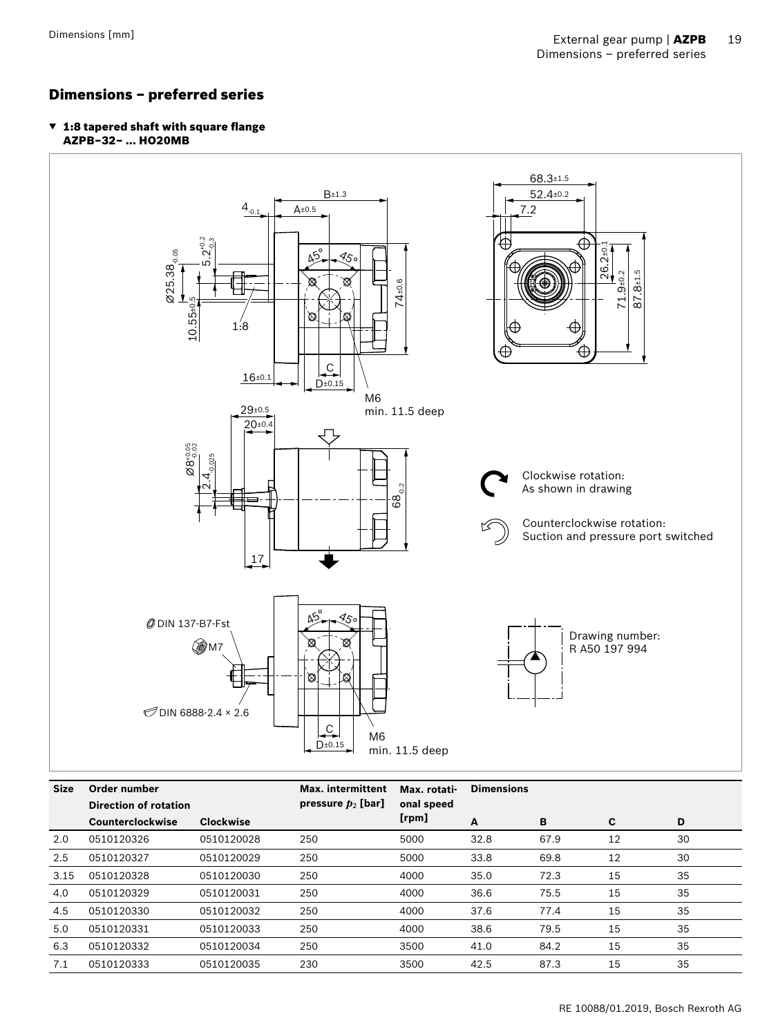## Dimensions – preferred series

▼ **1:8 tapered shaft with square flange AZPB–32– ... HO20MB**

Clockwise rotation: As shown in drawing

Counterclockwise rotation: Suction and pressure port switched

Drawing number: R A50 197 994

| Size | Order number | | Max. intermittent pressure $p_2$ [bar] | Max. rotational speed [rpm] | Dimensions | | | |
|---|---|---|---|---|---|---|---|---|
| | Direction of rotation | | | | | | | |
| | Counterclockwise | Clockwise | | | A | B | C | D |
| 2.0 | 0510120326 | 0510120028 | 250 | 5000 | 32.8 | 67.9 | 12 | 30 |
| 2.5 | 0510120327 | 0510120029 | 250 | 5000 | 33.8 | 69.8 | 12 | 30 |
| 3.15 | 0510120328 | 0510120030 | 250 | 4000 | 35.0 | 72.3 | 15 | 35 |
| 4.0 | 0510120329 | 0510120031 | 250 | 4000 | 36.6 | 75.5 | 15 | 35 |
| 4.5 | 0510120330 | 0510120032 | 250 | 4000 | 37.6 | 77.4 | 15 | 35 |
| 5.0 | 0510120331 | 0510120033 | 250 | 4000 | 38.6 | 79.5 | 15 | 35 |
| 6.3 | 0510120332 | 0510120034 | 250 | 3500 | 41.0 | 84.2 | 15 | 35 |
| 7.1 | 0510120333 | 0510120035 | 230 | 3500 | 42.5 | 87.3 | 15 | 35 |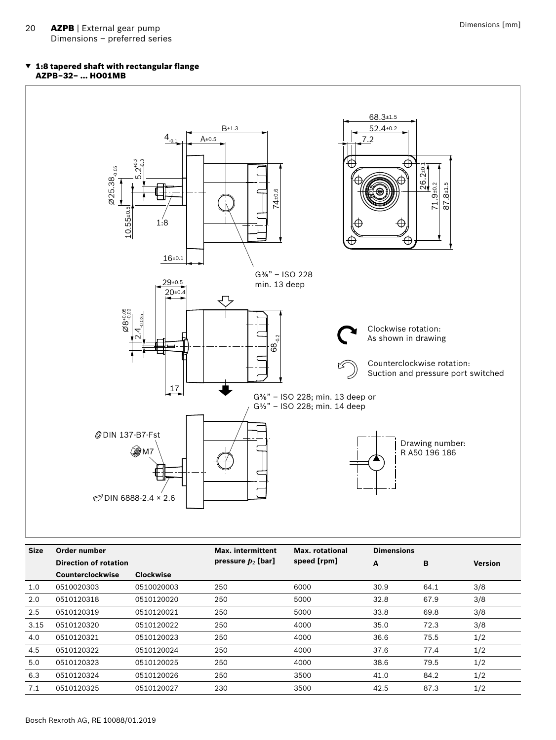## 1:8 tapered shaft with rectangular flange AZPB–32– ... HO01MB

| Size | Order number | | Max. intermittent pressure $p_2$ [bar] | Max. rotational speed [rpm] | Dimensions | | |
|---|---|---|---|---|---|---|---|
| | Direction of rotation | | | | A | B | Version |
| | Counterclockwise | Clockwise | | | | | |
| 1.0 | 0510020303 | 0510020003 | 250 | 6000 | 30.9 | 64.1 | 3/8 |
| 2.0 | 0510120318 | 0510120020 | 250 | 5000 | 32.8 | 67.9 | 3/8 |
| 2.5 | 0510120319 | 0510120021 | 250 | 5000 | 33.8 | 69.8 | 3/8 |
| 3.15 | 0510120320 | 0510120022 | 250 | 4000 | 35.0 | 72.3 | 3/8 |
| 4.0 | 0510120321 | 0510120023 | 250 | 4000 | 36.6 | 75.5 | 1/2 |
| 4.5 | 0510120322 | 0510120024 | 250 | 4000 | 37.6 | 77.4 | 1/2 |
| 5.0 | 0510120323 | 0510120025 | 250 | 4000 | 38.6 | 79.5 | 1/2 |
| 6.3 | 0510120324 | 0510120026 | 250 | 3500 | 41.0 | 84.2 | 1/2 |
| 7.1 | 0510120325 | 0510120027 | 230 | 3500 | 42.5 | 87.3 | 1/2 |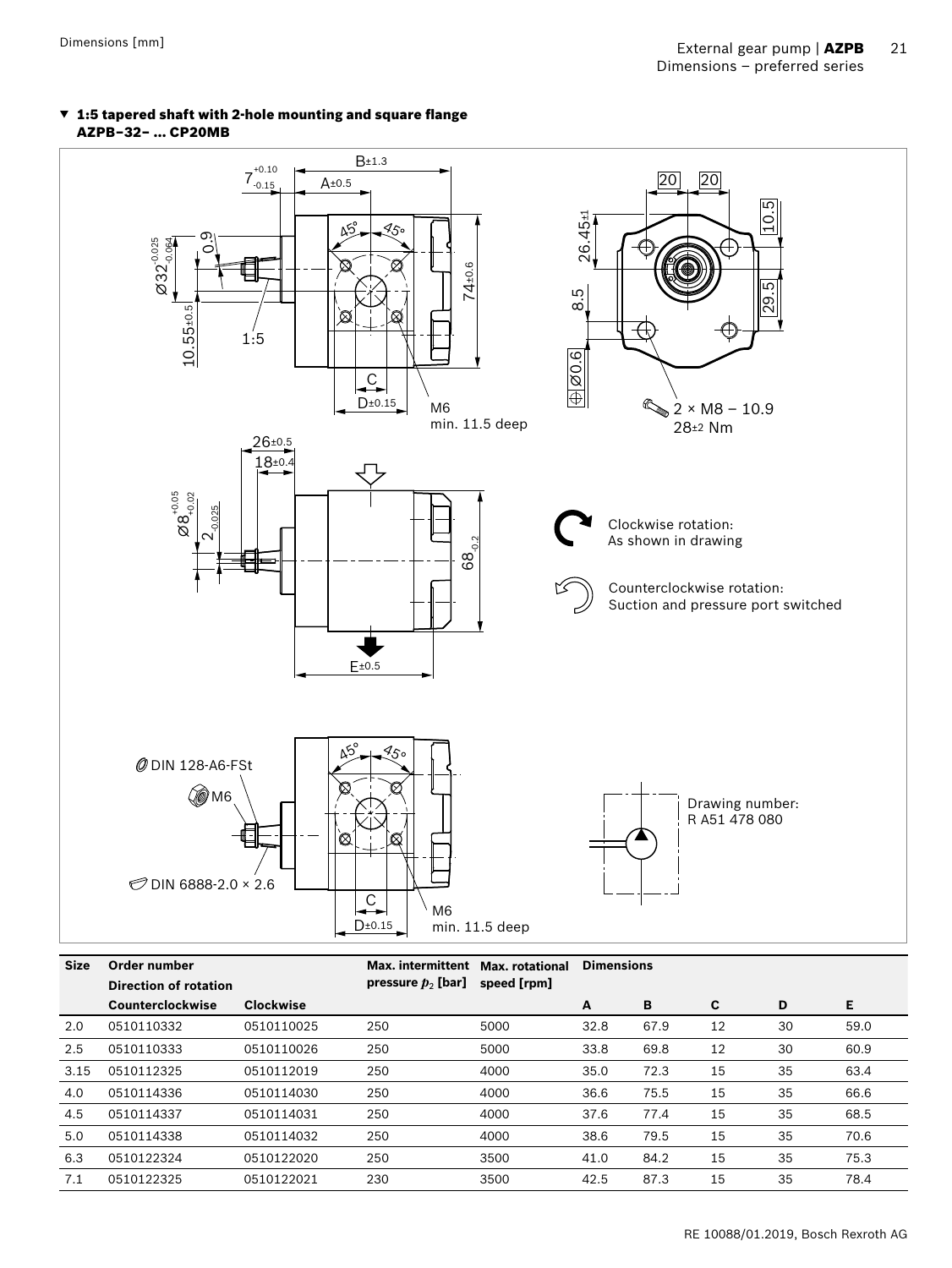### ▼ 1:5 tapered shaft with 2-hole mounting and square flange AZPB–32– ... CP20MB

Clockwise rotation: As shown in drawing

Counterclockwise rotation: Suction and pressure port switched

DIN 128-A6-FSt

M6

DIN 6888-2.0 × 2.6

M6 min. 11.5 deep

2 × M8 – 10.9 28±2 Nm

Drawing number: R A51 478 080

| Size | Order number | | Max. intermittent pressure $p_2$ [bar] | Max. rotational speed [rpm] | Dimensions | | | | |
|---|---|---|---|---|---|---|---|---|---|
| | Direction of rotation | | | | | | | | |
| | Counterclockwise | Clockwise | | | A | B | C | D | E |
| 2.0 | 0510110332 | 0510110025 | 250 | 5000 | 32.8 | 67.9 | 12 | 30 | 59.0 |
| 2.5 | 0510110333 | 0510110026 | 250 | 5000 | 33.8 | 69.8 | 12 | 30 | 60.9 |
| 3.15 | 0510112325 | 0510112019 | 250 | 4000 | 35.0 | 72.3 | 15 | 35 | 63.4 |
| 4.0 | 0510114336 | 0510114030 | 250 | 4000 | 36.6 | 75.5 | 15 | 35 | 66.6 |
| 4.5 | 0510114337 | 0510114031 | 250 | 4000 | 37.6 | 77.4 | 15 | 35 | 68.5 |
| 5.0 | 0510114338 | 0510114032 | 250 | 4000 | 38.6 | 79.5 | 15 | 35 | 70.6 |
| 6.3 | 0510122324 | 0510122020 | 250 | 3500 | 41.0 | 84.2 | 15 | 35 | 75.3 |
| 7.1 | 0510122325 | 0510122021 | 230 | 3500 | 42.5 | 87.3 | 15 | 35 | 78.4 |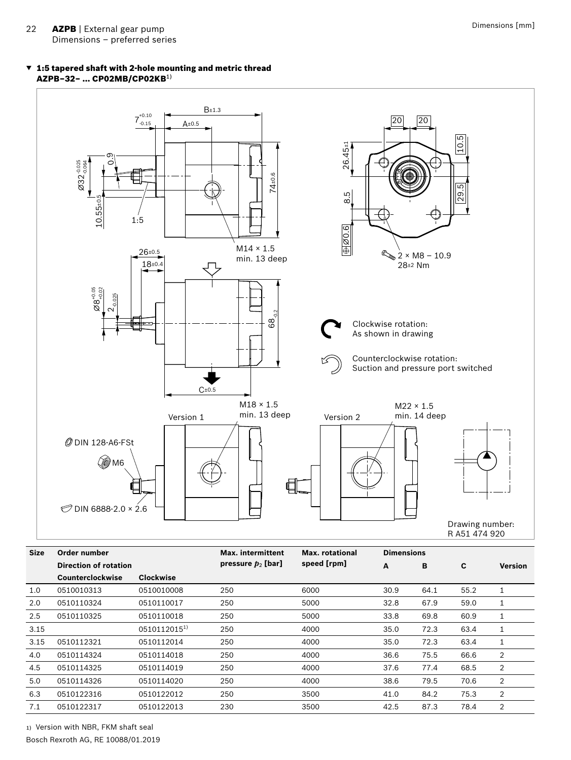## ▼ 1:5 tapered shaft with 2-hole mounting and metric thread AZPB–32– ... CP02MB/CP02KB[1]

B±1.3

$7^{+0.10}_{-0.15}$

A±0.5

Ø32$^{-0.025}_{-0.064}$

0.9

10.55±0.5

1:5

74±0.6

M14 × 1.5
min. 13 deep

26±0.5

18±0.4

Ø8$^{+0.05}_{+0.02}$

$2_{-0.025}$

$68_{-0.2}$

C±0.5

M18 × 1.5
min. 13 deep

Version 1

DIN 128-A6-FSt

M6

DIN 6888-2.0 × 2.6

20 20

10.5

26.45±1

29.5

8.5

⌖Ø0.6

2 × M8 – 10.9
28±2 Nm

Clockwise rotation:
As shown in drawing

Counterclockwise rotation:
Suction and pressure port switched

Version 2

M22 × 1.5
min. 14 deep

Drawing number:
R A51 474 920

| Size | Order number | | Max. intermittent pressure $p_2$ [bar] | Max. rotational speed [rpm] | Dimensions | | | |
|---|---|---|---|---|---|---|---|---|
| | Direction of rotation | | | | A | B | C | Version |
| | Counterclockwise | Clockwise | | | | | | |
| 1.0 | 0510010313 | 0510010008 | 250 | 6000 | 30.9 | 64.1 | 55.2 | 1 |
| 2.0 | 0510110324 | 0510110017 | 250 | 5000 | 32.8 | 67.9 | 59.0 | 1 |
| 2.5 | 0510110325 | 0510110018 | 250 | 5000 | 33.8 | 69.8 | 60.9 | 1 |
| 3.15 | | 0510112015[1] | 250 | 4000 | 35.0 | 72.3 | 63.4 | 1 |
| 3.15 | 0510112321 | 0510112014 | 250 | 4000 | 35.0 | 72.3 | 63.4 | 1 |
| 4.0 | 0510114324 | 0510114018 | 250 | 4000 | 36.6 | 75.5 | 66.6 | 2 |
| 4.5 | 0510114325 | 0510114019 | 250 | 4000 | 37.6 | 77.4 | 68.5 | 2 |
| 5.0 | 0510114326 | 0510114020 | 250 | 4000 | 38.6 | 79.5 | 70.6 | 2 |
| 6.3 | 0510122316 | 0510122012 | 250 | 3500 | 41.0 | 84.2 | 75.3 | 2 |
| 7.1 | 0510122317 | 0510122013 | 230 | 3500 | 42.5 | 87.3 | 78.4 | 2 |

1) Version with NBR, FKM shaft seal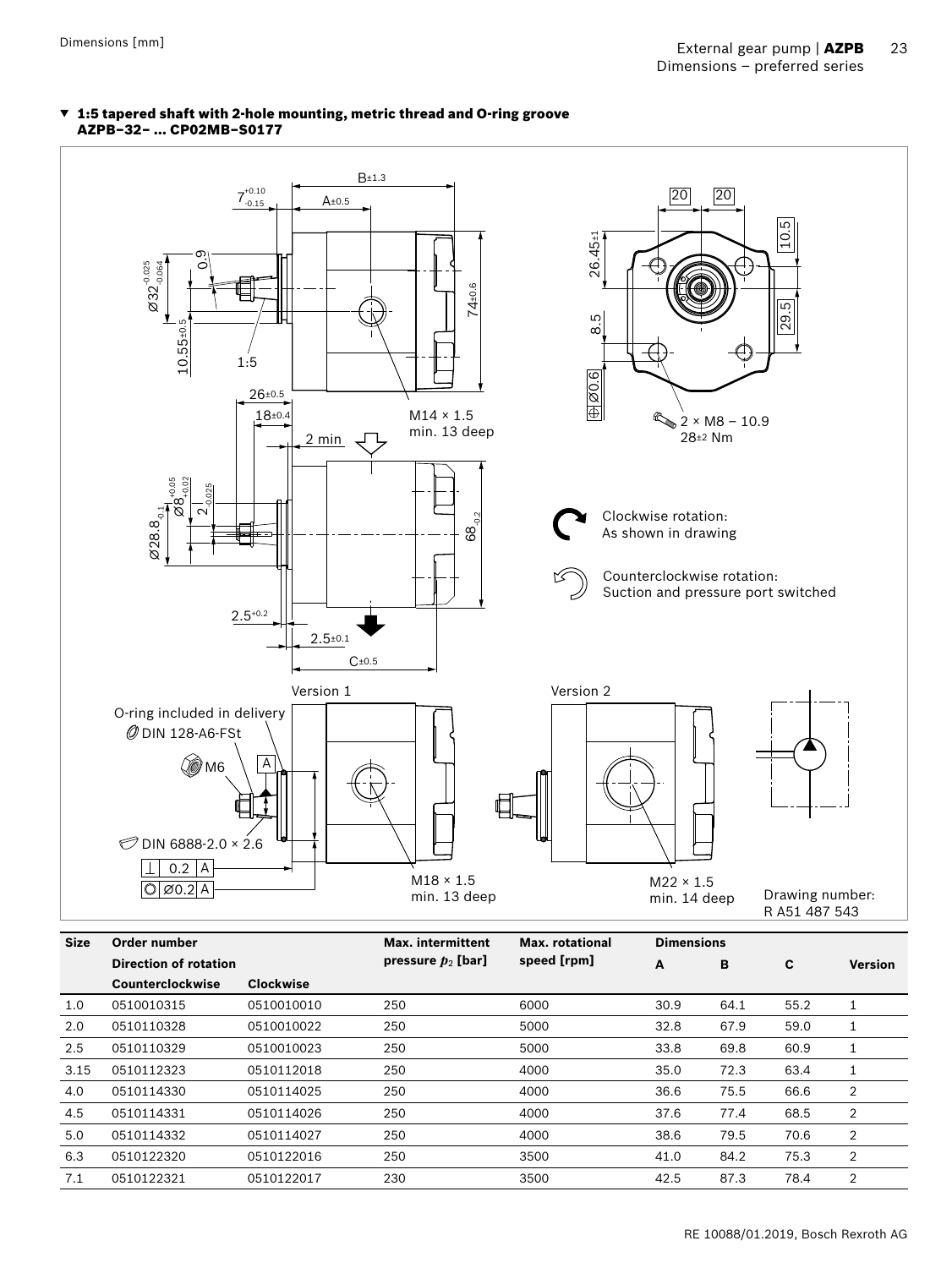### ▼ 1:5 tapered shaft with 2-hole mounting, metric thread and O-ring groove AZPB–32– ... CP02MB–S0177

Clockwise rotation: As shown in drawing

Counterclockwise rotation: Suction and pressure port switched

O-ring included in delivery
DIN 128-A6-FSt
M6
DIN 6888-2.0 × 2.6

Version 1: M18 × 1.5 min. 13 deep

Version 2: M22 × 1.5 min. 14 deep

M14 × 1.5 min. 13 deep

2 × M8 – 10.9 28±2 Nm

Drawing number: R A51 487 543

| Size | Order number | | Max. intermittent pressure $p_2$ [bar] | Max. rotational speed [rpm] | Dimensions | | | |
|---|---|---|---|---|---|---|---|---|
| | Direction of rotation | | | | A | B | C | Version |
| | Counterclockwise | Clockwise | | | | | | |
| 1.0 | 0510010315 | 0510010010 | 250 | 6000 | 30.9 | 64.1 | 55.2 | 1 |
| 2.0 | 0510110328 | 0510010022 | 250 | 5000 | 32.8 | 67.9 | 59.0 | 1 |
| 2.5 | 0510110329 | 0510010023 | 250 | 5000 | 33.8 | 69.8 | 60.9 | 1 |
| 3.15 | 0510112323 | 0510112018 | 250 | 4000 | 35.0 | 72.3 | 63.4 | 1 |
| 4.0 | 0510114330 | 0510114025 | 250 | 4000 | 36.6 | 75.5 | 66.6 | 2 |
| 4.5 | 0510114331 | 0510114026 | 250 | 4000 | 37.6 | 77.4 | 68.5 | 2 |
| 5.0 | 0510114332 | 0510114027 | 250 | 4000 | 38.6 | 79.5 | 70.6 | 2 |
| 6.3 | 0510122320 | 0510122016 | 250 | 3500 | 41.0 | 84.2 | 75.3 | 2 |
| 7.1 | 0510122321 | 0510122017 | 230 | 3500 | 42.5 | 87.3 | 78.4 | 2 |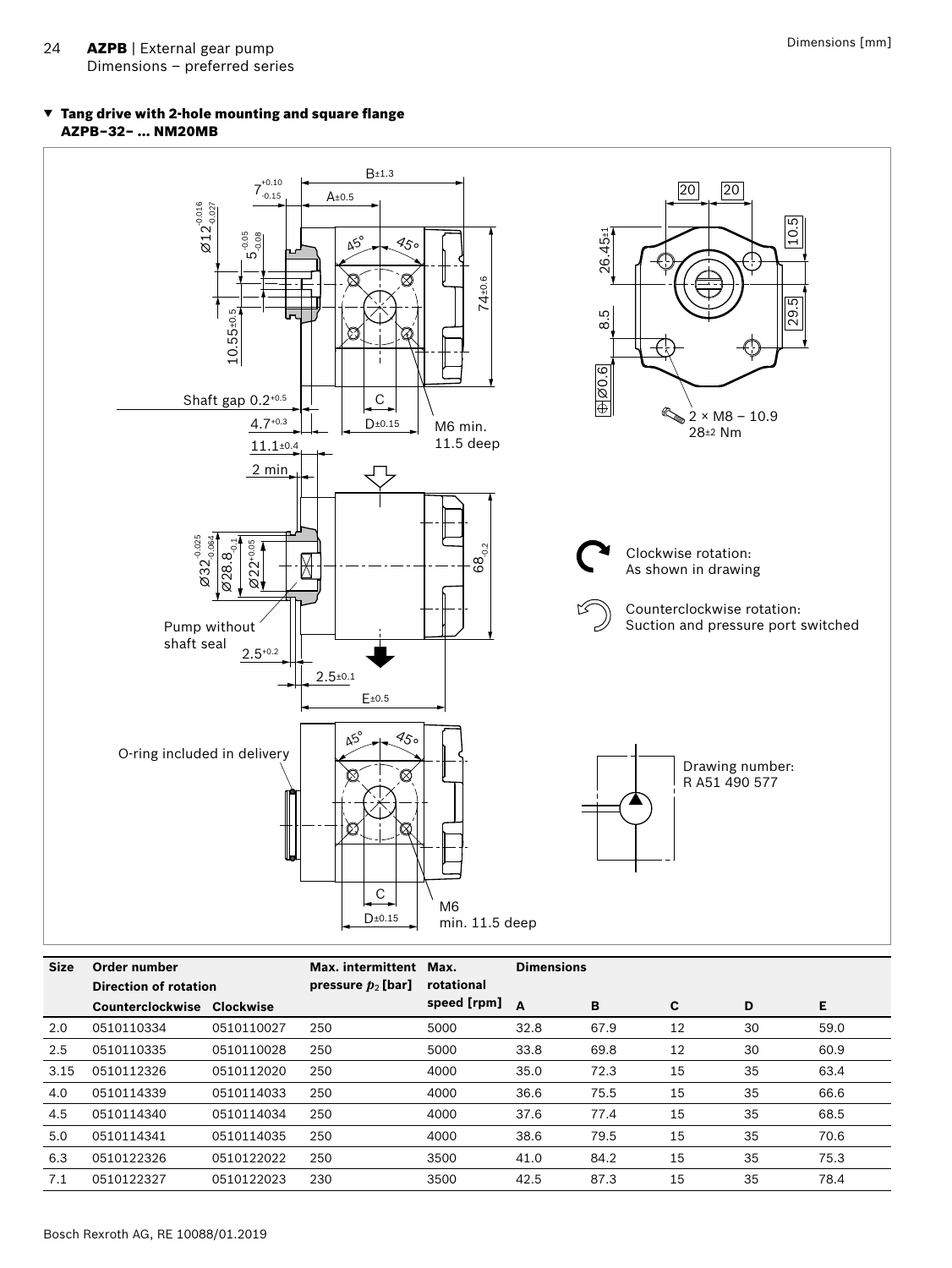Dimensions – preferred series

Dimensions [mm]

### ▼ Tang drive with 2-hole mounting and square flange AZPB–32– ... NM20MB

Shaft gap 0.2+0.5

M6 min. 11.5 deep

2 × M8 – 10.9
28±2 Nm

Pump without shaft seal

Clockwise rotation: As shown in drawing

Counterclockwise rotation: Suction and pressure port switched

O-ring included in delivery

M6 min. 11.5 deep

Drawing number: R A51 490 577

| Size | Order number | | Max. intermittent pressure $p_2$ [bar] | Max. rotational speed [rpm] | Dimensions | | | | |
|---|---|---|---|---|---|---|---|---|---|
| | Direction of rotation | | | | | | | | |
| | Counterclockwise | Clockwise | | | A | B | C | D | E |
| 2.0 | 0510110334 | 0510110027 | 250 | 5000 | 32.8 | 67.9 | 12 | 30 | 59.0 |
| 2.5 | 0510110335 | 0510110028 | 250 | 5000 | 33.8 | 69.8 | 12 | 30 | 60.9 |
| 3.15 | 0510112326 | 0510112020 | 250 | 4000 | 35.0 | 72.3 | 15 | 35 | 63.4 |
| 4.0 | 0510114339 | 0510114033 | 250 | 4000 | 36.6 | 75.5 | 15 | 35 | 66.6 |
| 4.5 | 0510114340 | 0510114034 | 250 | 4000 | 37.6 | 77.4 | 15 | 35 | 68.5 |
| 5.0 | 0510114341 | 0510114035 | 250 | 4000 | 38.6 | 79.5 | 15 | 35 | 70.6 |
| 6.3 | 0510122326 | 0510122022 | 250 | 3500 | 41.0 | 84.2 | 15 | 35 | 75.3 |
| 7.1 | 0510122327 | 0510122023 | 230 | 3500 | 42.5 | 87.3 | 15 | 35 | 78.4 |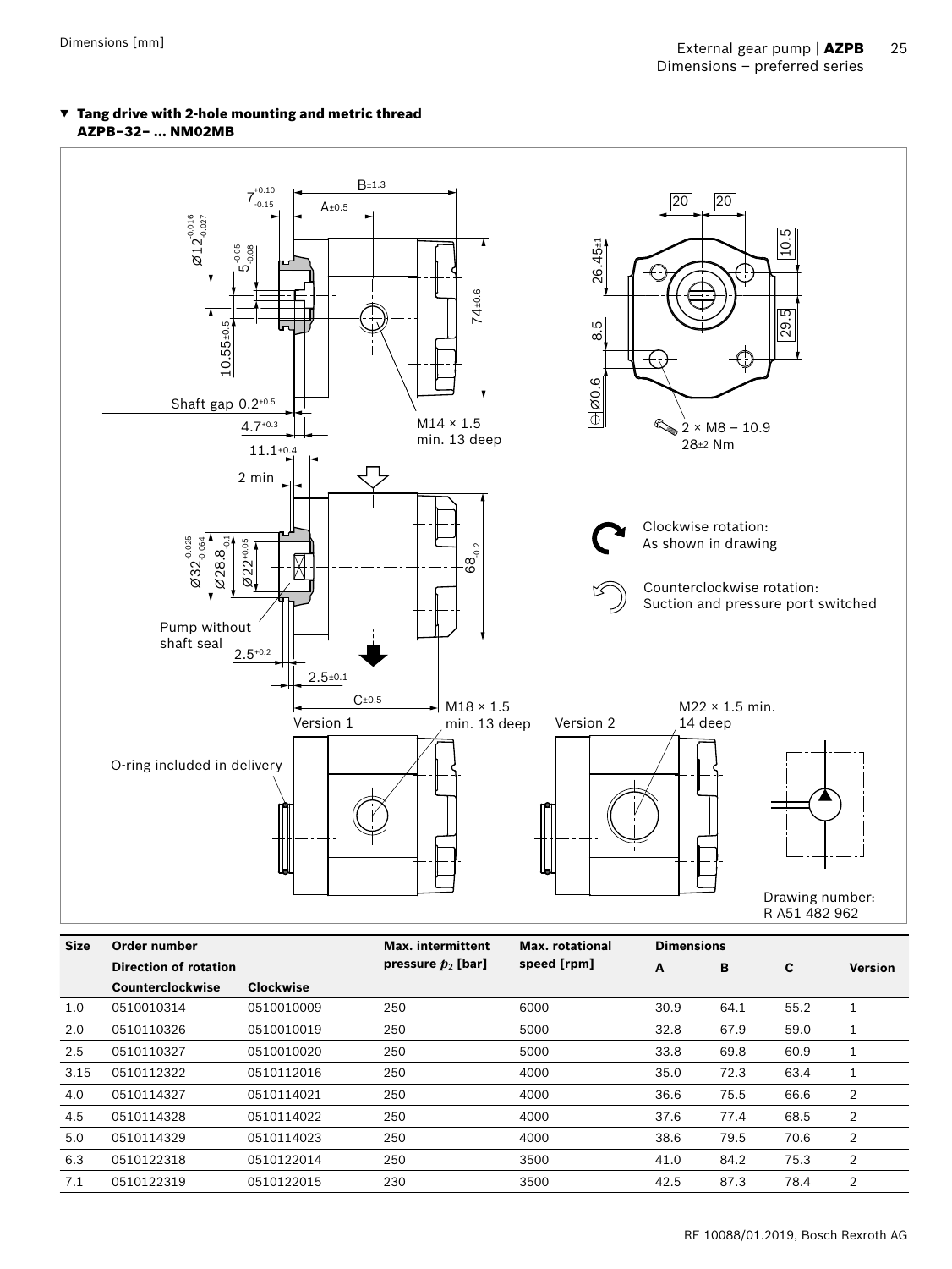### ▼ Tang drive with 2-hole mounting and metric thread AZPB–32– ... NM02MB

Drawing number: R A51 482 962

| Size | Order number | | Max. intermittent pressure $p_2$ [bar] | Max. rotational speed [rpm] | Dimensions | | | |
|---|---|---|---|---|---|---|---|---|
| | Direction of rotation | | | | A | B | C | Version |
| | Counterclockwise | Clockwise | | | | | | |
| 1.0 | 0510010314 | 0510010009 | 250 | 6000 | 30.9 | 64.1 | 55.2 | 1 |
| 2.0 | 0510110326 | 0510010019 | 250 | 5000 | 32.8 | 67.9 | 59.0 | 1 |
| 2.5 | 0510110327 | 0510010020 | 250 | 5000 | 33.8 | 69.8 | 60.9 | 1 |
| 3.15 | 0510112322 | 0510112016 | 250 | 4000 | 35.0 | 72.3 | 63.4 | 1 |
| 4.0 | 0510114327 | 0510114021 | 250 | 4000 | 36.6 | 75.5 | 66.6 | 2 |
| 4.5 | 0510114328 | 0510114022 | 250 | 4000 | 37.6 | 77.4 | 68.5 | 2 |
| 5.0 | 0510114329 | 0510114023 | 250 | 4000 | 38.6 | 79.5 | 70.6 | 2 |
| 6.3 | 0510122318 | 0510122014 | 250 | 3500 | 41.0 | 84.2 | 75.3 | 2 |
| 7.1 | 0510122319 | 0510122015 | 230 | 3500 | 42.5 | 87.3 | 78.4 | 2 |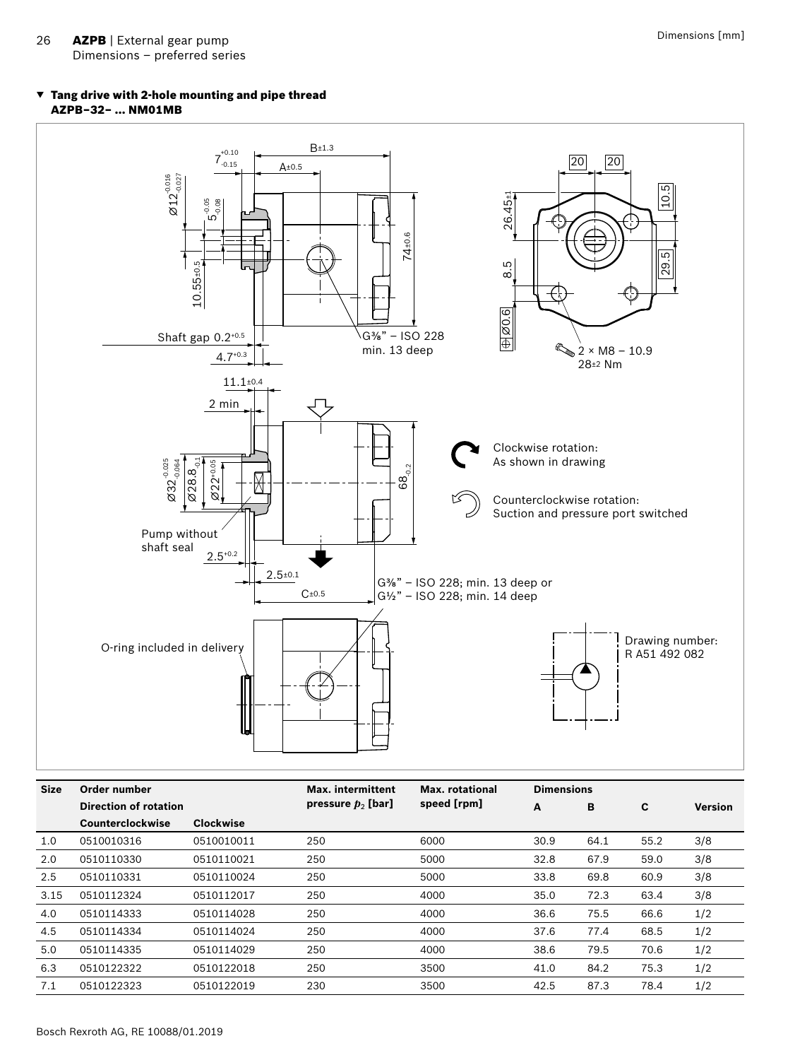## ▼ Tang drive with 2-hole mounting and pipe thread AZPB–32– ... NM01MB

Shaft gap 0.2+0.5

G⅜" – ISO 228 min. 13 deep

2 × M8 – 10.9 28±2 Nm

Pump without shaft seal

Clockwise rotation: As shown in drawing

Counterclockwise rotation: Suction and pressure port switched

G⅜" – ISO 228; min. 13 deep or G½" – ISO 228; min. 14 deep

O-ring included in delivery

Drawing number: R A51 492 082

| Size | Order number | | Max. intermittent pressure $p_2$ [bar] | Max. rotational speed [rpm] | Dimensions | | | |
|---|---|---|---|---|---|---|---|---|
| | Direction of rotation | | | | A | B | C | Version |
| | Counterclockwise | Clockwise | | | | | | |
| 1.0 | 0510010316 | 0510010011 | 250 | 6000 | 30.9 | 64.1 | 55.2 | 3/8 |
| 2.0 | 0510110330 | 0510110021 | 250 | 5000 | 32.8 | 67.9 | 59.0 | 3/8 |
| 2.5 | 0510110331 | 0510110024 | 250 | 5000 | 33.8 | 69.8 | 60.9 | 3/8 |
| 3.15 | 0510112324 | 0510112017 | 250 | 4000 | 35.0 | 72.3 | 63.4 | 3/8 |
| 4.0 | 0510114333 | 0510114028 | 250 | 4000 | 36.6 | 75.5 | 66.6 | 1/2 |
| 4.5 | 0510114334 | 0510114024 | 250 | 4000 | 37.6 | 77.4 | 68.5 | 1/2 |
| 5.0 | 0510114335 | 0510114029 | 250 | 4000 | 38.6 | 79.5 | 70.6 | 1/2 |
| 6.3 | 0510122322 | 0510122018 | 250 | 3500 | 41.0 | 84.2 | 75.3 | 1/2 |
| 7.1 | 0510122323 | 0510122019 | 230 | 3500 | 42.5 | 87.3 | 78.4 | 1/2 |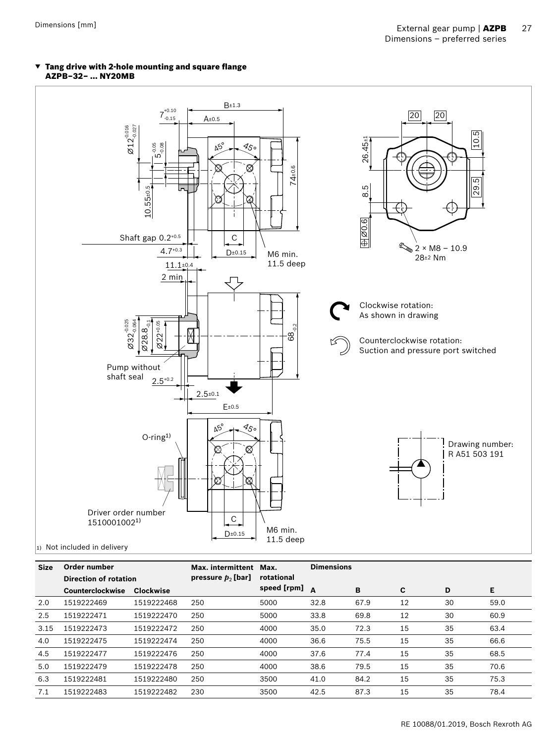### ▼ Tang drive with 2-hole mounting and square flange AZPB–32– ... NY20MB

Shaft gap 0.2[+0.5]

Pump without shaft seal

O-ring[1)]

Driver order number 1510001002[1)]

M6 min. 11.5 deep

2 × M8 – 10.9
28±2 Nm

Clockwise rotation: As shown in drawing

Counterclockwise rotation: Suction and pressure port switched

Drawing number: R A51 503 191

1) Not included in delivery

| Size | Order number | | Max. intermittent pressure $p_2$ [bar] | Max. rotational speed [rpm] | Dimensions | | | | |
|---|---|---|---|---|---|---|---|---|---|
| | Direction of rotation | | | | | | | | |
| | Counterclockwise | Clockwise | | | A | B | C | D | E |
| 2.0 | 1519222469 | 1519222468 | 250 | 5000 | 32.8 | 67.9 | 12 | 30 | 59.0 |
| 2.5 | 1519222471 | 1519222470 | 250 | 5000 | 33.8 | 69.8 | 12 | 30 | 60.9 |
| 3.15 | 1519222473 | 1519222472 | 250 | 4000 | 35.0 | 72.3 | 15 | 35 | 63.4 |
| 4.0 | 1519222475 | 1519222474 | 250 | 4000 | 36.6 | 75.5 | 15 | 35 | 66.6 |
| 4.5 | 1519222477 | 1519222476 | 250 | 4000 | 37.6 | 77.4 | 15 | 35 | 68.5 |
| 5.0 | 1519222479 | 1519222478 | 250 | 4000 | 38.6 | 79.5 | 15 | 35 | 70.6 |
| 6.3 | 1519222481 | 1519222480 | 250 | 3500 | 41.0 | 84.2 | 15 | 35 | 75.3 |
| 7.1 | 1519222483 | 1519222482 | 230 | 3500 | 42.5 | 87.3 | 15 | 35 | 78.4 |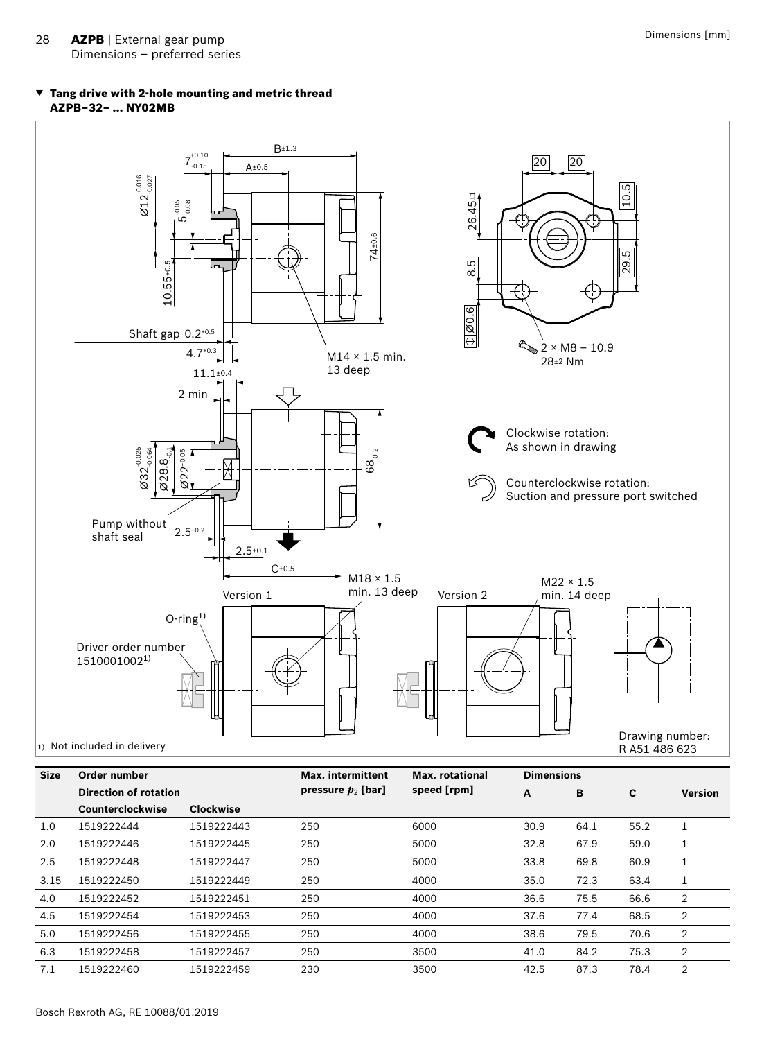Dimensions [mm]

### ▼ Tang drive with 2-hole mounting and metric thread AZPB–32– ... NY02MB

Clockwise rotation: As shown in drawing

Counterclockwise rotation: Suction and pressure port switched

1) Not included in delivery

Drawing number: R A51 486 623

| Size | Order number | | Max. intermittent pressure $p_2$ [bar] | Max. rotational speed [rpm] | Dimensions | | | |
|---|---|---|---|---|---|---|---|---|
| | Direction of rotation | | | | A | B | C | Version |
| | Counterclockwise | Clockwise | | | | | | |
| 1.0 | 1519222444 | 1519222443 | 250 | 6000 | 30.9 | 64.1 | 55.2 | 1 |
| 2.0 | 1519222446 | 1519222445 | 250 | 5000 | 32.8 | 67.9 | 59.0 | 1 |
| 2.5 | 1519222448 | 1519222447 | 250 | 5000 | 33.8 | 69.8 | 60.9 | 1 |
| 3.15 | 1519222450 | 1519222449 | 250 | 4000 | 35.0 | 72.3 | 63.4 | 1 |
| 4.0 | 1519222452 | 1519222451 | 250 | 4000 | 36.6 | 75.5 | 66.6 | 2 |
| 4.5 | 1519222454 | 1519222453 | 250 | 4000 | 37.6 | 77.4 | 68.5 | 2 |
| 5.0 | 1519222456 | 1519222455 | 250 | 4000 | 38.6 | 79.5 | 70.6 | 2 |
| 6.3 | 1519222458 | 1519222457 | 250 | 3500 | 41.0 | 84.2 | 75.3 | 2 |
| 7.1 | 1519222460 | 1519222459 | 230 | 3500 | 42.5 | 87.3 | 78.4 | 2 |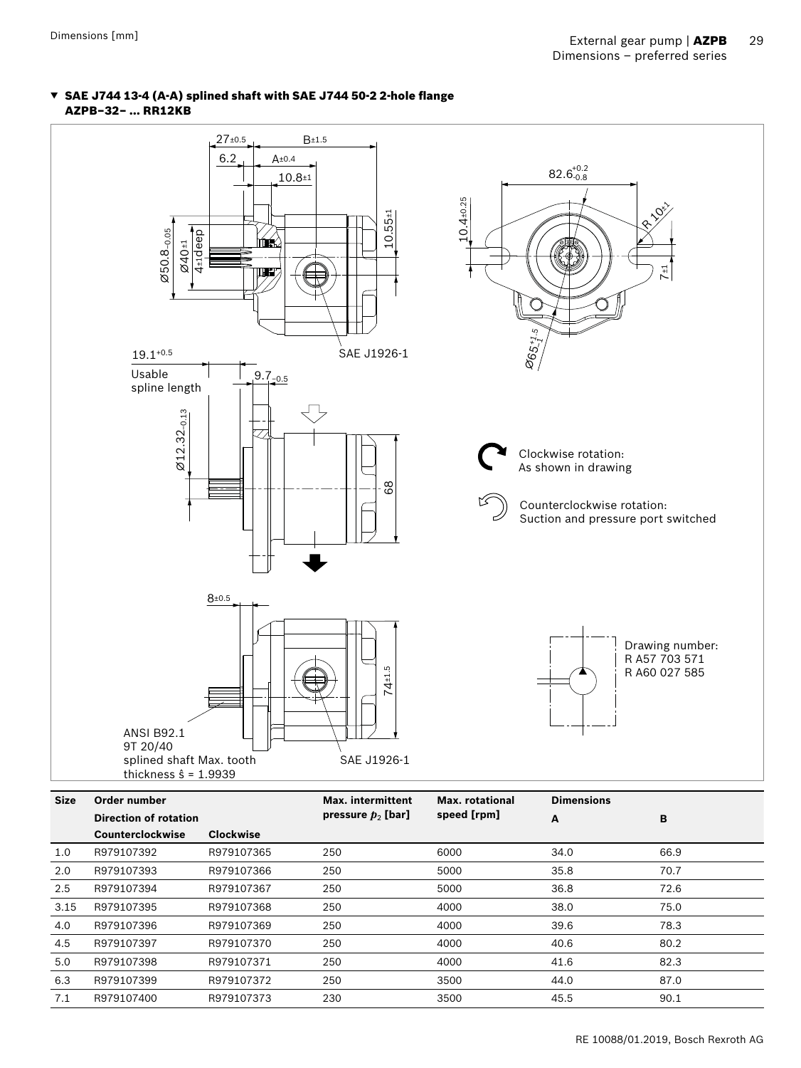## ▼ SAE J744 13-4 (A-A) splined shaft with SAE J744 50-2 2-hole flange AZPB–32– ... RR12KB

27±0.5  B±1.5  6.2  A±0.4  10.8±1  82.6$^{+0.2}_{-0.8}$

Ø50.8$_{-0.05}$  Ø40±1  4±1deep  10.55±1  10.4±0.25  R 10±1  7±1  Ø65$^{+1.5}_{-1}$

SAE J1926-1

19.1$^{+0.5}$ Usable spline length  9.7$_{-0.5}$

Ø12.32$_{-0.13}$  68

Clockwise rotation: As shown in drawing

Counterclockwise rotation: Suction and pressure port switched

8±0.5  74±1.5

ANSI B92.1 9T 20/40 splined shaft Max. tooth thickness ŝ = 1.9939

SAE J1926-1

Drawing number: R A57 703 571 R A60 027 585

| Size | Order number | | Max. intermittent pressure $p_2$ [bar] | Max. rotational speed [rpm] | Dimensions | |
|---|---|---|---|---|---|---|
| | Direction of rotation | | | | A | B |
| | Counterclockwise | Clockwise | | | | |
| 1.0 | R979107392 | R979107365 | 250 | 6000 | 34.0 | 66.9 |
| 2.0 | R979107393 | R979107366 | 250 | 5000 | 35.8 | 70.7 |
| 2.5 | R979107394 | R979107367 | 250 | 5000 | 36.8 | 72.6 |
| 3.15 | R979107395 | R979107368 | 250 | 4000 | 38.0 | 75.0 |
| 4.0 | R979107396 | R979107369 | 250 | 4000 | 39.6 | 78.3 |
| 4.5 | R979107397 | R979107370 | 250 | 4000 | 40.6 | 80.2 |
| 5.0 | R979107398 | R979107371 | 250 | 4000 | 41.6 | 82.3 |
| 6.3 | R979107399 | R979107372 | 250 | 3500 | 44.0 | 87.0 |
| 7.1 | R979107400 | R979107373 | 230 | 3500 | 45.5 | 90.1 |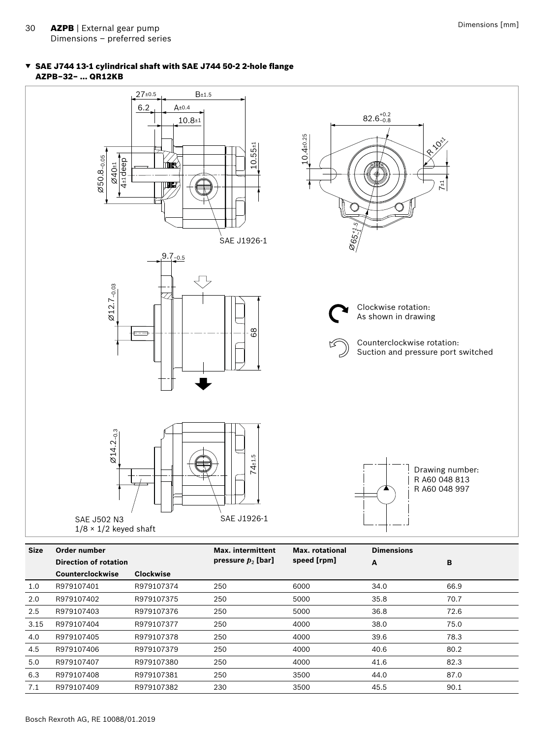### ▼ SAE J744 13-1 cylindrical shaft with SAE J744 50-2 2-hole flange AZPB–32– ... QR12KB

27±0.5 B±1.5 6.2 A±0.4 10.8±1 Ø50.8−0.05 Ø40±1 4±1deep 10.55±1 SAE J1926-1

$82.6^{+0.2}_{-0.8}$ 10.4±0.25 R 10±1 7±1 $Ø65^{+1.5}_{-1}$

$9.7_{-0.5}$ $Ø12.7_{-0.03}$ 68

Clockwise rotation: As shown in drawing

Counterclockwise rotation: Suction and pressure port switched

$Ø14.2_{-0.3}$ 74±1.5 SAE J1926-1

SAE J502 N3
1/8 × 1/2 keyed shaft

Drawing number:
R A60 048 813
R A60 048 997

| Size | Order number | | Max. intermittent pressure $p_2$ [bar] | Max. rotational speed [rpm] | Dimensions | |
|---|---|---|---|---|---|---|
| | Direction of rotation | | | | A | B |
| | Counterclockwise | Clockwise | | | | |
| 1.0 | R979107401 | R979107374 | 250 | 6000 | 34.0 | 66.9 |
| 2.0 | R979107402 | R979107375 | 250 | 5000 | 35.8 | 70.7 |
| 2.5 | R979107403 | R979107376 | 250 | 5000 | 36.8 | 72.6 |
| 3.15 | R979107404 | R979107377 | 250 | 4000 | 38.0 | 75.0 |
| 4.0 | R979107405 | R979107378 | 250 | 4000 | 39.6 | 78.3 |
| 4.5 | R979107406 | R979107379 | 250 | 4000 | 40.6 | 80.2 |
| 5.0 | R979107407 | R979107380 | 250 | 4000 | 41.6 | 82.3 |
| 6.3 | R979107408 | R979107381 | 250 | 3500 | 44.0 | 87.0 |
| 7.1 | R979107409 | R979107382 | 230 | 3500 | 45.5 | 90.1 |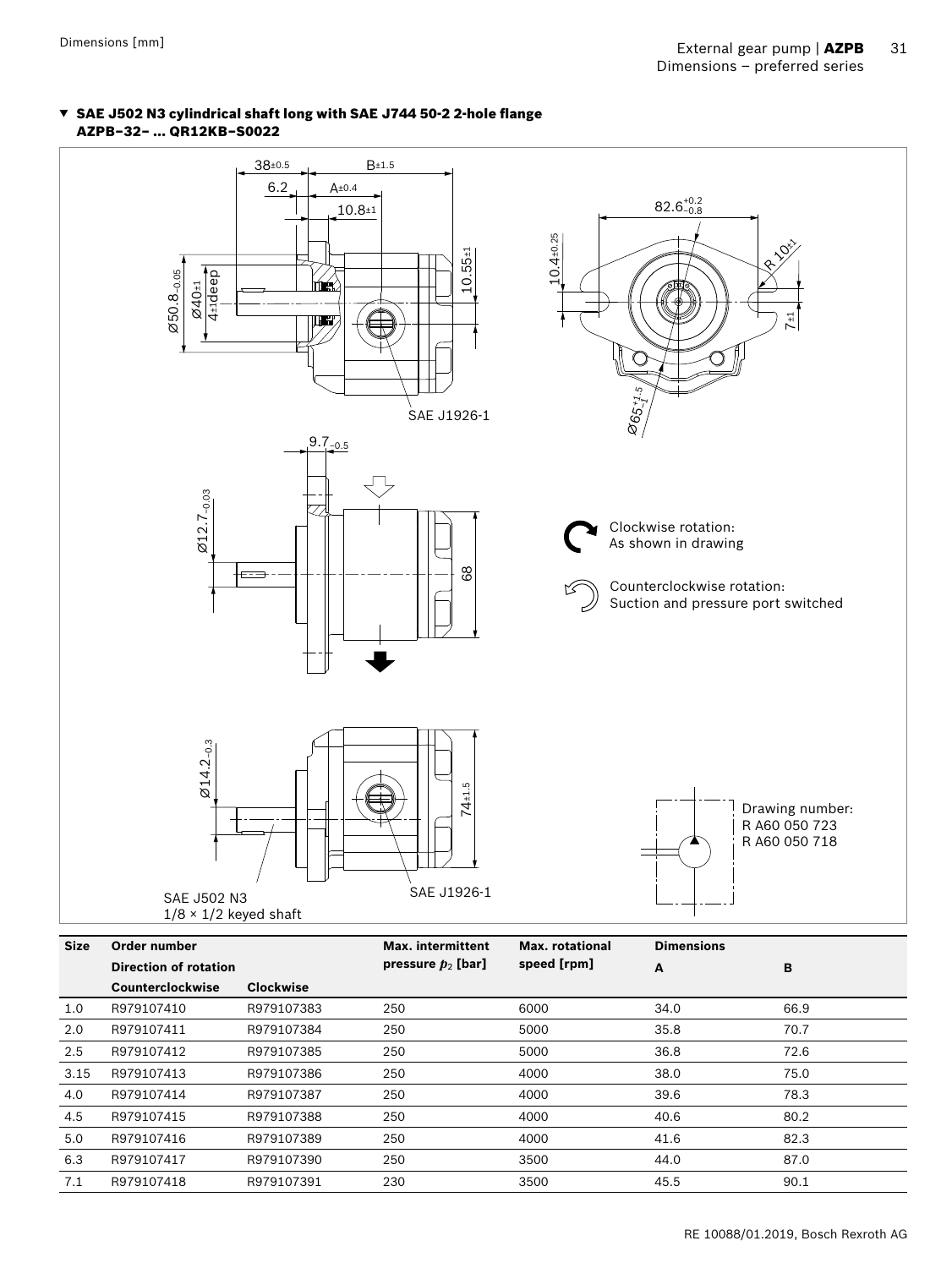Dimensions [mm]

### ▼ SAE J502 N3 cylindrical shaft long with SAE J744 50-2 2-hole flange AZPB–32– ... QR12KB–S0022

38±0.5 B±1.5 6.2 A±0.4 10.8±1 82.6$^{+0.2}_{-0.8}$ 10.55±1 10.4±0.25 R 10±1 Ø50.8$_{-0.05}$ Ø40±1 4±1deep 7±1 SAE J1926-1 Ø65$^{+1.5}_{-1}$ 9.7$_{-0.5}$ Ø12.7$_{-0.03}$ 68 Ø14.2$_{-0.3}$ 74±1.5 SAE J502 N3 1/8 × 1/2 keyed shaft SAE J1926-1

Clockwise rotation: As shown in drawing

Counterclockwise rotation: Suction and pressure port switched

Drawing number:
R A60 050 723
R A60 050 718

| Size | Order number | | Max. intermittent pressure $p_2$ [bar] | Max. rotational speed [rpm] | Dimensions | |
|---|---|---|---|---|---|---|
| | Direction of rotation | | | | A | B |
| | Counterclockwise | Clockwise | | | | |
| 1.0 | R979107410 | R979107383 | 250 | 6000 | 34.0 | 66.9 |
| 2.0 | R979107411 | R979107384 | 250 | 5000 | 35.8 | 70.7 |
| 2.5 | R979107412 | R979107385 | 250 | 5000 | 36.8 | 72.6 |
| 3.15 | R979107413 | R979107386 | 250 | 4000 | 38.0 | 75.0 |
| 4.0 | R979107414 | R979107387 | 250 | 4000 | 39.6 | 78.3 |
| 4.5 | R979107415 | R979107388 | 250 | 4000 | 40.6 | 80.2 |
| 5.0 | R979107416 | R979107389 | 250 | 4000 | 41.6 | 82.3 |
| 6.3 | R979107417 | R979107390 | 250 | 3500 | 44.0 | 87.0 |
| 7.1 | R979107418 | R979107391 | 230 | 3500 | 45.5 | 90.1 |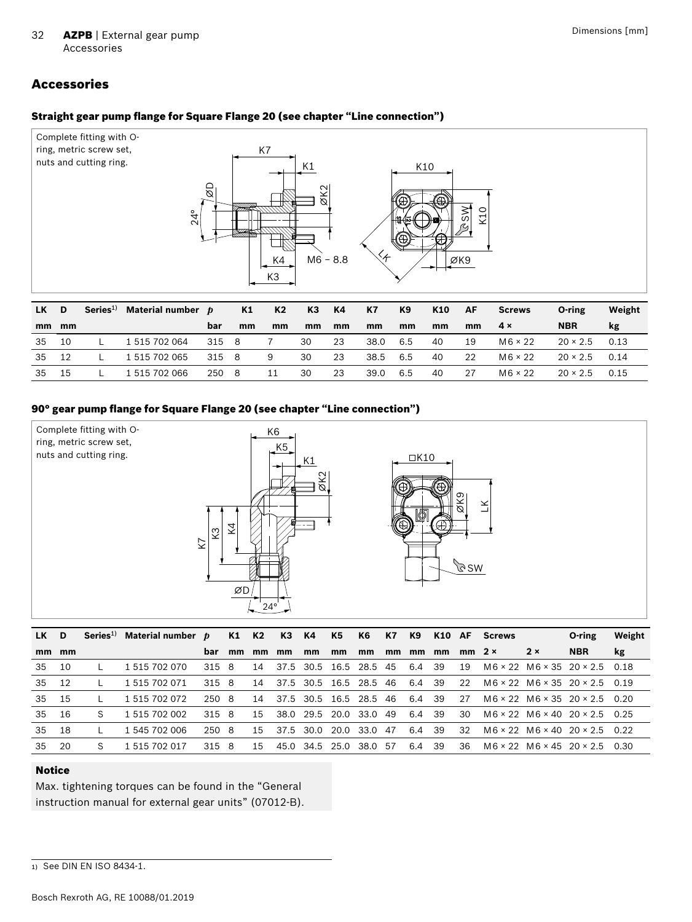## Accessories

### Straight gear pump flange for Square Flange 20 (see chapter "Line connection")

Complete fitting with O-ring, metric screw set, nuts and cutting ring.

| LK | D | Series[1] | Material number | $p$ | K1 | K2 | K3 | K4 | K7 | K9 | K10 | AF | Screws | O-ring | Weight |
|---|---|---|---|---|---|---|---|---|---|---|---|---|---|---|---|
| mm | mm | | | bar | mm | mm | mm | mm | mm | mm | mm | mm | 4 × | NBR | kg |
| 35 | 10 | L | 1 515 702 064 | 315 | 8 | 7 | 30 | 23 | 38.0 | 6.5 | 40 | 19 | M6 × 22 | 20 × 2.5 | 0.13 |
| 35 | 12 | L | 1 515 702 065 | 315 | 8 | 9 | 30 | 23 | 38.5 | 6.5 | 40 | 22 | M6 × 22 | 20 × 2.5 | 0.14 |
| 35 | 15 | L | 1 515 702 066 | 250 | 8 | 11 | 30 | 23 | 39.0 | 6.5 | 40 | 27 | M6 × 22 | 20 × 2.5 | 0.15 |

### 90° gear pump flange for Square Flange 20 (see chapter "Line connection")

Complete fitting with O-ring, metric screw set, nuts and cutting ring.

| LK | D | Series[1] | Material number | $p$ | K1 | K2 | K3 | K4 | K5 | K6 | K7 | K9 | K10 | AF | Screws | | O-ring | Weight |
|---|---|---|---|---|---|---|---|---|---|---|---|---|---|---|---|---|---|---|
| mm | mm | | | bar | mm | mm | mm | mm | mm | mm | mm | mm | mm | mm | 2 × | 2 × | NBR | kg |
| 35 | 10 | L | 1 515 702 070 | 315 | 8 | 14 | 37.5 | 30.5 | 16.5 | 28.5 | 45 | 6.4 | 39 | 19 | M6 × 22 | M6 × 35 | 20 × 2.5 | 0.18 |
| 35 | 12 | L | 1 515 702 071 | 315 | 8 | 14 | 37.5 | 30.5 | 16.5 | 28.5 | 46 | 6.4 | 39 | 22 | M6 × 22 | M6 × 35 | 20 × 2.5 | 0.19 |
| 35 | 15 | L | 1 515 702 072 | 250 | 8 | 14 | 37.5 | 30.5 | 16.5 | 28.5 | 46 | 6.4 | 39 | 27 | M6 × 22 | M6 × 35 | 20 × 2.5 | 0.20 |
| 35 | 16 | S | 1 515 702 002 | 315 | 8 | 15 | 38.0 | 29.5 | 20.0 | 33.0 | 49 | 6.4 | 39 | 30 | M6 × 22 | M6 × 40 | 20 × 2.5 | 0.25 |
| 35 | 18 | L | 1 545 702 006 | 250 | 8 | 15 | 37.5 | 30.0 | 20.0 | 33.0 | 47 | 6.4 | 39 | 32 | M6 × 22 | M6 × 40 | 20 × 2.5 | 0.22 |
| 35 | 20 | S | 1 515 702 017 | 315 | 8 | 15 | 45.0 | 34.5 | 25.0 | 38.0 | 57 | 6.4 | 39 | 36 | M6 × 22 | M6 × 45 | 20 × 2.5 | 0.30 |

**Notice**

Max. tightening torques can be found in the "General instruction manual for external gear units" (07012-B).

[1] See DIN EN ISO 8434-1.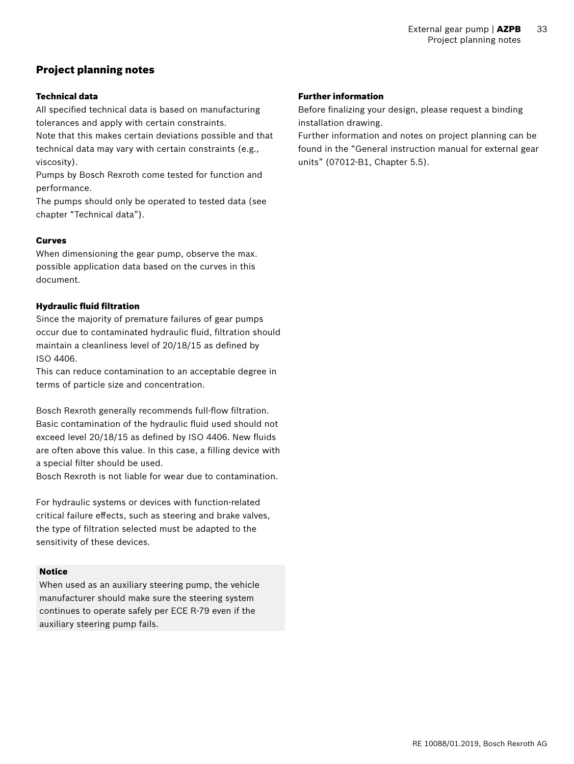## Project planning notes

### Technical data

All specified technical data is based on manufacturing tolerances and apply with certain constraints.
Note that this makes certain deviations possible and that technical data may vary with certain constraints (e.g., viscosity).
Pumps by Bosch Rexroth come tested for function and performance.
The pumps should only be operated to tested data (see chapter "Technical data").

### Curves

When dimensioning the gear pump, observe the max. possible application data based on the curves in this document.

### Hydraulic fluid filtration

Since the majority of premature failures of gear pumps occur due to contaminated hydraulic fluid, filtration should maintain a cleanliness level of 20/18/15 as defined by ISO 4406.
This can reduce contamination to an acceptable degree in terms of particle size and concentration.

Bosch Rexroth generally recommends full-flow filtration. Basic contamination of the hydraulic fluid used should not exceed level 20/18/15 as defined by ISO 4406. New fluids are often above this value. In this case, a filling device with a special filter should be used.
Bosch Rexroth is not liable for wear due to contamination.

For hydraulic systems or devices with function-related critical failure effects, such as steering and brake valves, the type of filtration selected must be adapted to the sensitivity of these devices.

**Notice**

When used as an auxiliary steering pump, the vehicle manufacturer should make sure the steering system continues to operate safely per ECE R-79 even if the auxiliary steering pump fails.

### Further information

Before finalizing your design, please request a binding installation drawing.
Further information and notes on project planning can be found in the "General instruction manual for external gear units" (07012-B1, Chapter 5.5).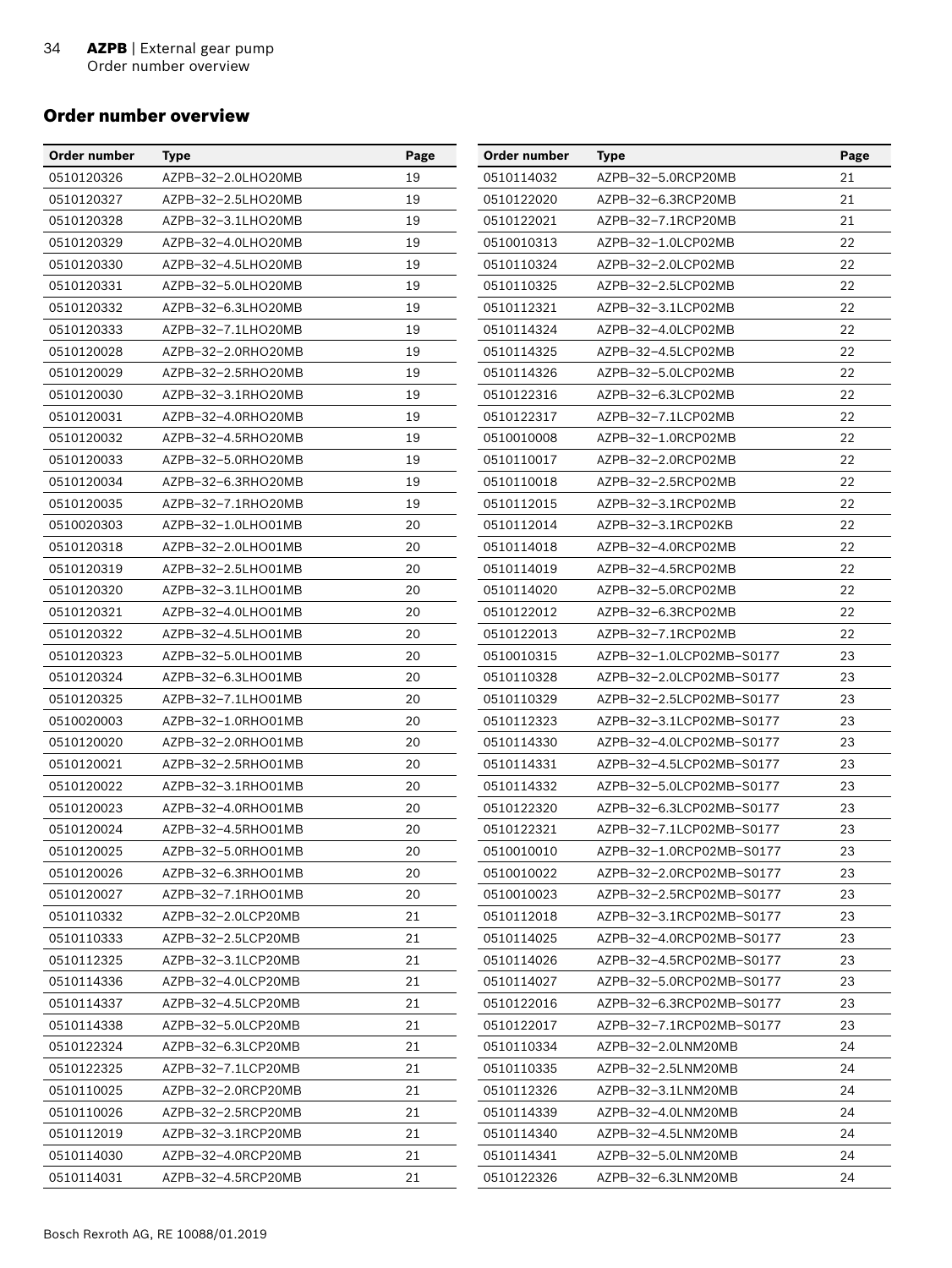## Order number overview

| Order number | Type | Page |
|---|---|---|
| 0510120326 | AZPB–32–2.0LHO20MB | 19 |
| 0510120327 | AZPB–32–2.5LHO20MB | 19 |
| 0510120328 | AZPB–32–3.1LHO20MB | 19 |
| 0510120329 | AZPB–32–4.0LHO20MB | 19 |
| 0510120330 | AZPB–32–4.5LHO20MB | 19 |
| 0510120331 | AZPB–32–5.0LHO20MB | 19 |
| 0510120332 | AZPB–32–6.3LHO20MB | 19 |
| 0510120333 | AZPB–32–7.1LHO20MB | 19 |
| 0510120028 | AZPB–32–2.0RHO20MB | 19 |
| 0510120029 | AZPB–32–2.5RHO20MB | 19 |
| 0510120030 | AZPB–32–3.1RHO20MB | 19 |
| 0510120031 | AZPB–32–4.0RHO20MB | 19 |
| 0510120032 | AZPB–32–4.5RHO20MB | 19 |
| 0510120033 | AZPB–32–5.0RHO20MB | 19 |
| 0510120034 | AZPB–32–6.3RHO20MB | 19 |
| 0510120035 | AZPB–32–7.1RHO20MB | 19 |
| 0510020303 | AZPB–32–1.0LHO01MB | 20 |
| 0510120318 | AZPB–32–2.0LHO01MB | 20 |
| 0510120319 | AZPB–32–2.5LHO01MB | 20 |
| 0510120320 | AZPB–32–3.1LHO01MB | 20 |
| 0510120321 | AZPB–32–4.0LHO01MB | 20 |
| 0510120322 | AZPB–32–4.5LHO01MB | 20 |
| 0510120323 | AZPB–32–5.0LHO01MB | 20 |
| 0510120324 | AZPB–32–6.3LHO01MB | 20 |
| 0510120325 | AZPB–32–7.1LHO01MB | 20 |
| 0510020003 | AZPB–32–1.0RHO01MB | 20 |
| 0510120020 | AZPB–32–2.0RHO01MB | 20 |
| 0510120021 | AZPB–32–2.5RHO01MB | 20 |
| 0510120022 | AZPB–32–3.1RHO01MB | 20 |
| 0510120023 | AZPB–32–4.0RHO01MB | 20 |
| 0510120024 | AZPB–32–4.5RHO01MB | 20 |
| 0510120025 | AZPB–32–5.0RHO01MB | 20 |
| 0510120026 | AZPB–32–6.3RHO01MB | 20 |
| 0510120027 | AZPB–32–7.1RHO01MB | 20 |
| 0510110332 | AZPB–32–2.0LCP20MB | 21 |
| 0510110333 | AZPB–32–2.5LCP20MB | 21 |
| 0510112325 | AZPB–32–3.1LCP20MB | 21 |
| 0510114336 | AZPB–32–4.0LCP20MB | 21 |
| 0510114337 | AZPB–32–4.5LCP20MB | 21 |
| 0510114338 | AZPB–32–5.0LCP20MB | 21 |
| 0510122324 | AZPB–32–6.3LCP20MB | 21 |
| 0510122325 | AZPB–32–7.1LCP20MB | 21 |
| 0510110025 | AZPB–32–2.0RCP20MB | 21 |
| 0510110026 | AZPB–32–2.5RCP20MB | 21 |
| 0510112019 | AZPB–32–3.1RCP20MB | 21 |
| 0510114030 | AZPB–32–4.0RCP20MB | 21 |
| 0510114031 | AZPB–32–4.5RCP20MB | 21 |
| 0510114032 | AZPB–32–5.0RCP20MB | 21 |
| 0510122020 | AZPB–32–6.3RCP20MB | 21 |
| 0510122021 | AZPB–32–7.1RCP20MB | 21 |
| 0510010313 | AZPB–32–1.0LCP02MB | 22 |
| 0510110324 | AZPB–32–2.0LCP02MB | 22 |
| 0510110325 | AZPB–32–2.5LCP02MB | 22 |
| 0510112321 | AZPB–32–3.1LCP02MB | 22 |
| 0510114324 | AZPB–32–4.0LCP02MB | 22 |
| 0510114325 | AZPB–32–4.5LCP02MB | 22 |
| 0510114326 | AZPB–32–5.0LCP02MB | 22 |
| 0510122316 | AZPB–32–6.3LCP02MB | 22 |
| 0510122317 | AZPB–32–7.1LCP02MB | 22 |
| 0510010008 | AZPB–32–1.0RCP02MB | 22 |
| 0510110017 | AZPB–32–2.0RCP02MB | 22 |
| 0510110018 | AZPB–32–2.5RCP02MB | 22 |
| 0510112015 | AZPB–32–3.1RCP02MB | 22 |
| 0510112014 | AZPB–32–3.1RCP02KB | 22 |
| 0510114018 | AZPB–32–4.0RCP02MB | 22 |
| 0510114019 | AZPB–32–4.5RCP02MB | 22 |
| 0510114020 | AZPB–32–5.0RCP02MB | 22 |
| 0510122012 | AZPB–32–6.3RCP02MB | 22 |
| 0510122013 | AZPB–32–7.1RCP02MB | 22 |
| 0510010315 | AZPB–32–1.0LCP02MB–S0177 | 23 |
| 0510110328 | AZPB–32–2.0LCP02MB–S0177 | 23 |
| 0510110329 | AZPB–32–2.5LCP02MB–S0177 | 23 |
| 0510112323 | AZPB–32–3.1LCP02MB–S0177 | 23 |
| 0510114330 | AZPB–32–4.0LCP02MB–S0177 | 23 |
| 0510114331 | AZPB–32–4.5LCP02MB–S0177 | 23 |
| 0510114332 | AZPB–32–5.0LCP02MB–S0177 | 23 |
| 0510122320 | AZPB–32–6.3LCP02MB–S0177 | 23 |
| 0510122321 | AZPB–32–7.1LCP02MB–S0177 | 23 |
| 0510010010 | AZPB–32–1.0RCP02MB–S0177 | 23 |
| 0510010022 | AZPB–32–2.0RCP02MB–S0177 | 23 |
| 0510010023 | AZPB–32–2.5RCP02MB–S0177 | 23 |
| 0510112018 | AZPB–32–3.1RCP02MB–S0177 | 23 |
| 0510114025 | AZPB–32–4.0RCP02MB–S0177 | 23 |
| 0510114026 | AZPB–32–4.5RCP02MB–S0177 | 23 |
| 0510114027 | AZPB–32–5.0RCP02MB–S0177 | 23 |
| 0510122016 | AZPB–32–6.3RCP02MB–S0177 | 23 |
| 0510122017 | AZPB–32–7.1RCP02MB–S0177 | 23 |
| 0510110334 | AZPB–32–2.0LNM20MB | 24 |
| 0510110335 | AZPB–32–2.5LNM20MB | 24 |
| 0510112326 | AZPB–32–3.1LNM20MB | 24 |
| 0510114339 | AZPB–32–4.0LNM20MB | 24 |
| 0510114340 | AZPB–32–4.5LNM20MB | 24 |
| 0510114341 | AZPB–32–5.0LNM20MB | 24 |
| 0510122326 | AZPB–32–6.3LNM20MB | 24 |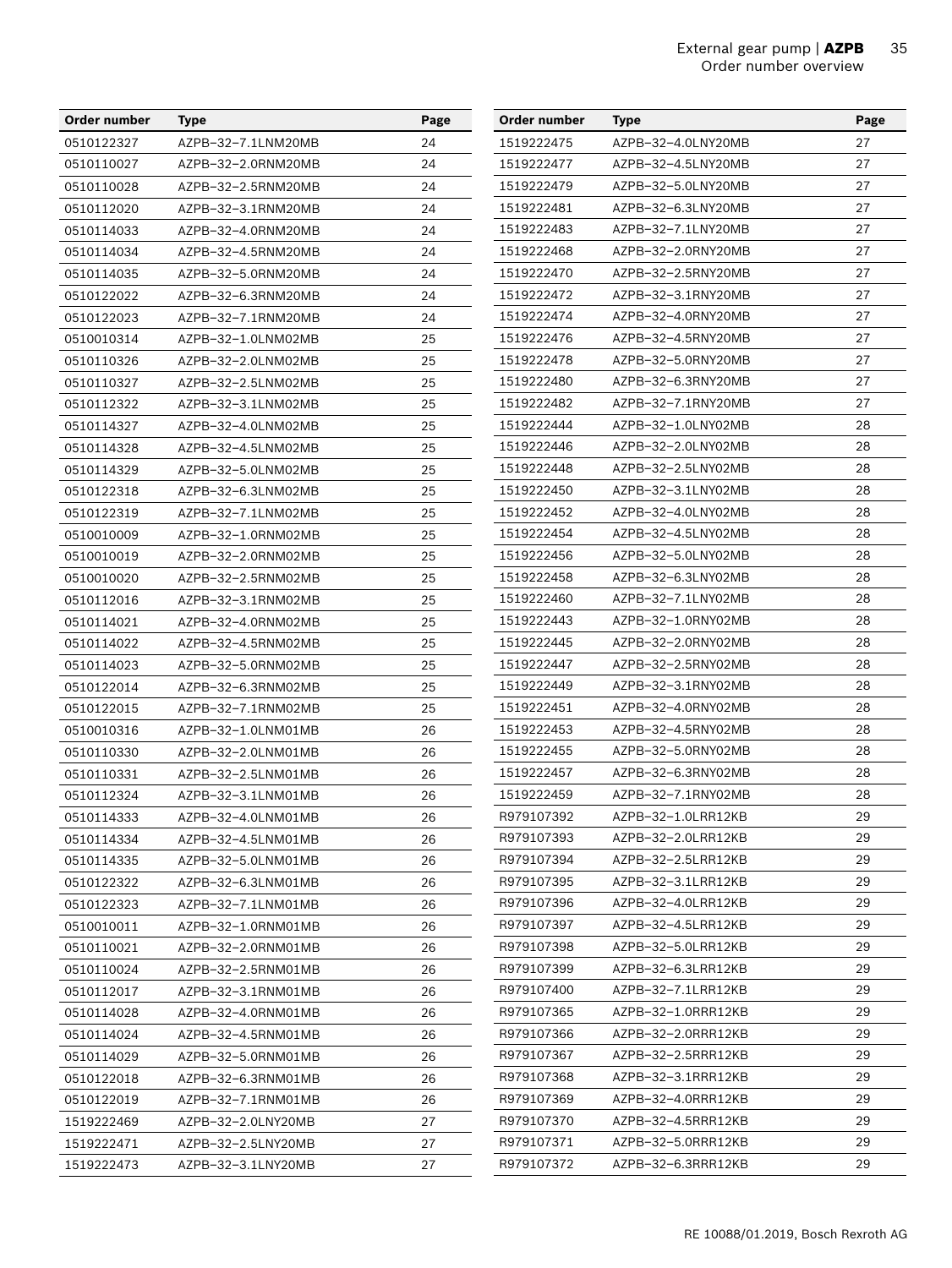| Order number | Type | Page |
|---|---|---|
| 0510122327 | AZPB–32–7.1LNM20MB | 24 |
| 0510110027 | AZPB–32–2.0RNM20MB | 24 |
| 0510110028 | AZPB–32–2.5RNM20MB | 24 |
| 0510112020 | AZPB–32–3.1RNM20MB | 24 |
| 0510114033 | AZPB–32–4.0RNM20MB | 24 |
| 0510114034 | AZPB–32–4.5RNM20MB | 24 |
| 0510114035 | AZPB–32–5.0RNM20MB | 24 |
| 0510122022 | AZPB–32–6.3RNM20MB | 24 |
| 0510122023 | AZPB–32–7.1RNM20MB | 24 |
| 0510010314 | AZPB–32–1.0LNM02MB | 25 |
| 0510110326 | AZPB–32–2.0LNM02MB | 25 |
| 0510110327 | AZPB–32–2.5LNM02MB | 25 |
| 0510112322 | AZPB–32–3.1LNM02MB | 25 |
| 0510114327 | AZPB–32–4.0LNM02MB | 25 |
| 0510114328 | AZPB–32–4.5LNM02MB | 25 |
| 0510114329 | AZPB–32–5.0LNM02MB | 25 |
| 0510122318 | AZPB–32–6.3LNM02MB | 25 |
| 0510122319 | AZPB–32–7.1LNM02MB | 25 |
| 0510010009 | AZPB–32–1.0RNM02MB | 25 |
| 0510010019 | AZPB–32–2.0RNM02MB | 25 |
| 0510010020 | AZPB–32–2.5RNM02MB | 25 |
| 0510112016 | AZPB–32–3.1RNM02MB | 25 |
| 0510114021 | AZPB–32–4.0RNM02MB | 25 |
| 0510114022 | AZPB–32–4.5RNM02MB | 25 |
| 0510114023 | AZPB–32–5.0RNM02MB | 25 |
| 0510122014 | AZPB–32–6.3RNM02MB | 25 |
| 0510122015 | AZPB–32–7.1RNM02MB | 25 |
| 0510010316 | AZPB–32–1.0LNM01MB | 26 |
| 0510110330 | AZPB–32–2.0LNM01MB | 26 |
| 0510110331 | AZPB–32–2.5LNM01MB | 26 |
| 0510112324 | AZPB–32–3.1LNM01MB | 26 |
| 0510114333 | AZPB–32–4.0LNM01MB | 26 |
| 0510114334 | AZPB–32–4.5LNM01MB | 26 |
| 0510114335 | AZPB–32–5.0LNM01MB | 26 |
| 0510122322 | AZPB–32–6.3LNM01MB | 26 |
| 0510122323 | AZPB–32–7.1LNM01MB | 26 |
| 0510010011 | AZPB–32–1.0RNM01MB | 26 |
| 0510110021 | AZPB–32–2.0RNM01MB | 26 |
| 0510110024 | AZPB–32–2.5RNM01MB | 26 |
| 0510112017 | AZPB–32–3.1RNM01MB | 26 |
| 0510114028 | AZPB–32–4.0RNM01MB | 26 |
| 0510114024 | AZPB–32–4.5RNM01MB | 26 |
| 0510114029 | AZPB–32–5.0RNM01MB | 26 |
| 0510122018 | AZPB–32–6.3RNM01MB | 26 |
| 0510122019 | AZPB–32–7.1RNM01MB | 26 |
| 1519222469 | AZPB–32–2.0LNY20MB | 27 |
| 1519222471 | AZPB–32–2.5LNY20MB | 27 |
| 1519222473 | AZPB–32–3.1LNY20MB | 27 |
| 1519222475 | AZPB–32–4.0LNY20MB | 27 |
| 1519222477 | AZPB–32–4.5LNY20MB | 27 |
| 1519222479 | AZPB–32–5.0LNY20MB | 27 |
| 1519222481 | AZPB–32–6.3LNY20MB | 27 |
| 1519222483 | AZPB–32–7.1LNY20MB | 27 |
| 1519222468 | AZPB–32–2.0RNY20MB | 27 |
| 1519222470 | AZPB–32–2.5RNY20MB | 27 |
| 1519222472 | AZPB–32–3.1RNY20MB | 27 |
| 1519222474 | AZPB–32–4.0RNY20MB | 27 |
| 1519222476 | AZPB–32–4.5RNY20MB | 27 |
| 1519222478 | AZPB–32–5.0RNY20MB | 27 |
| 1519222480 | AZPB–32–6.3RNY20MB | 27 |
| 1519222482 | AZPB–32–7.1RNY20MB | 27 |
| 1519222444 | AZPB–32–1.0LNY02MB | 28 |
| 1519222446 | AZPB–32–2.0LNY02MB | 28 |
| 1519222448 | AZPB–32–2.5LNY02MB | 28 |
| 1519222450 | AZPB–32–3.1LNY02MB | 28 |
| 1519222452 | AZPB–32–4.0LNY02MB | 28 |
| 1519222454 | AZPB–32–4.5LNY02MB | 28 |
| 1519222456 | AZPB–32–5.0LNY02MB | 28 |
| 1519222458 | AZPB–32–6.3LNY02MB | 28 |
| 1519222460 | AZPB–32–7.1LNY02MB | 28 |
| 1519222443 | AZPB–32–1.0RNY02MB | 28 |
| 1519222445 | AZPB–32–2.0RNY02MB | 28 |
| 1519222447 | AZPB–32–2.5RNY02MB | 28 |
| 1519222449 | AZPB–32–3.1RNY02MB | 28 |
| 1519222451 | AZPB–32–4.0RNY02MB | 28 |
| 1519222453 | AZPB–32–4.5RNY02MB | 28 |
| 1519222455 | AZPB–32–5.0RNY02MB | 28 |
| 1519222457 | AZPB–32–6.3RNY02MB | 28 |
| 1519222459 | AZPB–32–7.1RNY02MB | 28 |
| R979107392 | AZPB–32–1.0LRR12KB | 29 |
| R979107393 | AZPB–32–2.0LRR12KB | 29 |
| R979107394 | AZPB–32–2.5LRR12KB | 29 |
| R979107395 | AZPB–32–3.1LRR12KB | 29 |
| R979107396 | AZPB–32–4.0LRR12KB | 29 |
| R979107397 | AZPB–32–4.5LRR12KB | 29 |
| R979107398 | AZPB–32–5.0LRR12KB | 29 |
| R979107399 | AZPB–32–6.3LRR12KB | 29 |
| R979107400 | AZPB–32–7.1LRR12KB | 29 |
| R979107365 | AZPB–32–1.0RRR12KB | 29 |
| R979107366 | AZPB–32–2.0RRR12KB | 29 |
| R979107367 | AZPB–32–2.5RRR12KB | 29 |
| R979107368 | AZPB–32–3.1RRR12KB | 29 |
| R979107369 | AZPB–32–4.0RRR12KB | 29 |
| R979107370 | AZPB–32–4.5RRR12KB | 29 |
| R979107371 | AZPB–32–5.0RRR12KB | 29 |
| R979107372 | AZPB–32–6.3RRR12KB | 29 |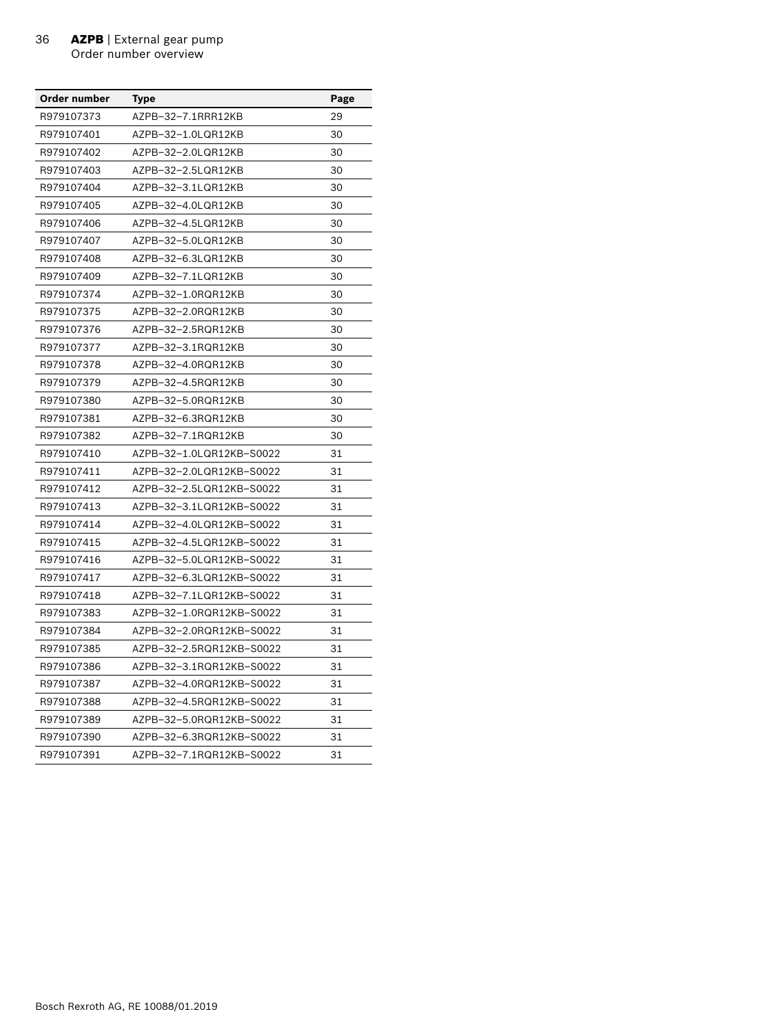| Order number | Type | Page |
| --- | --- | --- |
| R979107373 | AZPB–32–7.1RRR12KB | 29 |
| R979107401 | AZPB–32–1.0LQR12KB | 30 |
| R979107402 | AZPB–32–2.0LQR12KB | 30 |
| R979107403 | AZPB–32–2.5LQR12KB | 30 |
| R979107404 | AZPB–32–3.1LQR12KB | 30 |
| R979107405 | AZPB–32–4.0LQR12KB | 30 |
| R979107406 | AZPB–32–4.5LQR12KB | 30 |
| R979107407 | AZPB–32–5.0LQR12KB | 30 |
| R979107408 | AZPB–32–6.3LQR12KB | 30 |
| R979107409 | AZPB–32–7.1LQR12KB | 30 |
| R979107374 | AZPB–32–1.0RQR12KB | 30 |
| R979107375 | AZPB–32–2.0RQR12KB | 30 |
| R979107376 | AZPB–32–2.5RQR12KB | 30 |
| R979107377 | AZPB–32–3.1RQR12KB | 30 |
| R979107378 | AZPB–32–4.0RQR12KB | 30 |
| R979107379 | AZPB–32–4.5RQR12KB | 30 |
| R979107380 | AZPB–32–5.0RQR12KB | 30 |
| R979107381 | AZPB–32–6.3RQR12KB | 30 |
| R979107382 | AZPB–32–7.1RQR12KB | 30 |
| R979107410 | AZPB–32–1.0LQR12KB–S0022 | 31 |
| R979107411 | AZPB–32–2.0LQR12KB–S0022 | 31 |
| R979107412 | AZPB–32–2.5LQR12KB–S0022 | 31 |
| R979107413 | AZPB–32–3.1LQR12KB–S0022 | 31 |
| R979107414 | AZPB–32–4.0LQR12KB–S0022 | 31 |
| R979107415 | AZPB–32–4.5LQR12KB–S0022 | 31 |
| R979107416 | AZPB–32–5.0LQR12KB–S0022 | 31 |
| R979107417 | AZPB–32–6.3LQR12KB–S0022 | 31 |
| R979107418 | AZPB–32–7.1LQR12KB–S0022 | 31 |
| R979107383 | AZPB–32–1.0RQR12KB–S0022 | 31 |
| R979107384 | AZPB–32–2.0RQR12KB–S0022 | 31 |
| R979107385 | AZPB–32–2.5RQR12KB–S0022 | 31 |
| R979107386 | AZPB–32–3.1RQR12KB–S0022 | 31 |
| R979107387 | AZPB–32–4.0RQR12KB–S0022 | 31 |
| R979107388 | AZPB–32–4.5RQR12KB–S0022 | 31 |
| R979107389 | AZPB–32–5.0RQR12KB–S0022 | 31 |
| R979107390 | AZPB–32–6.3RQR12KB–S0022 | 31 |
| R979107391 | AZPB–32–7.1RQR12KB–S0022 | 31 |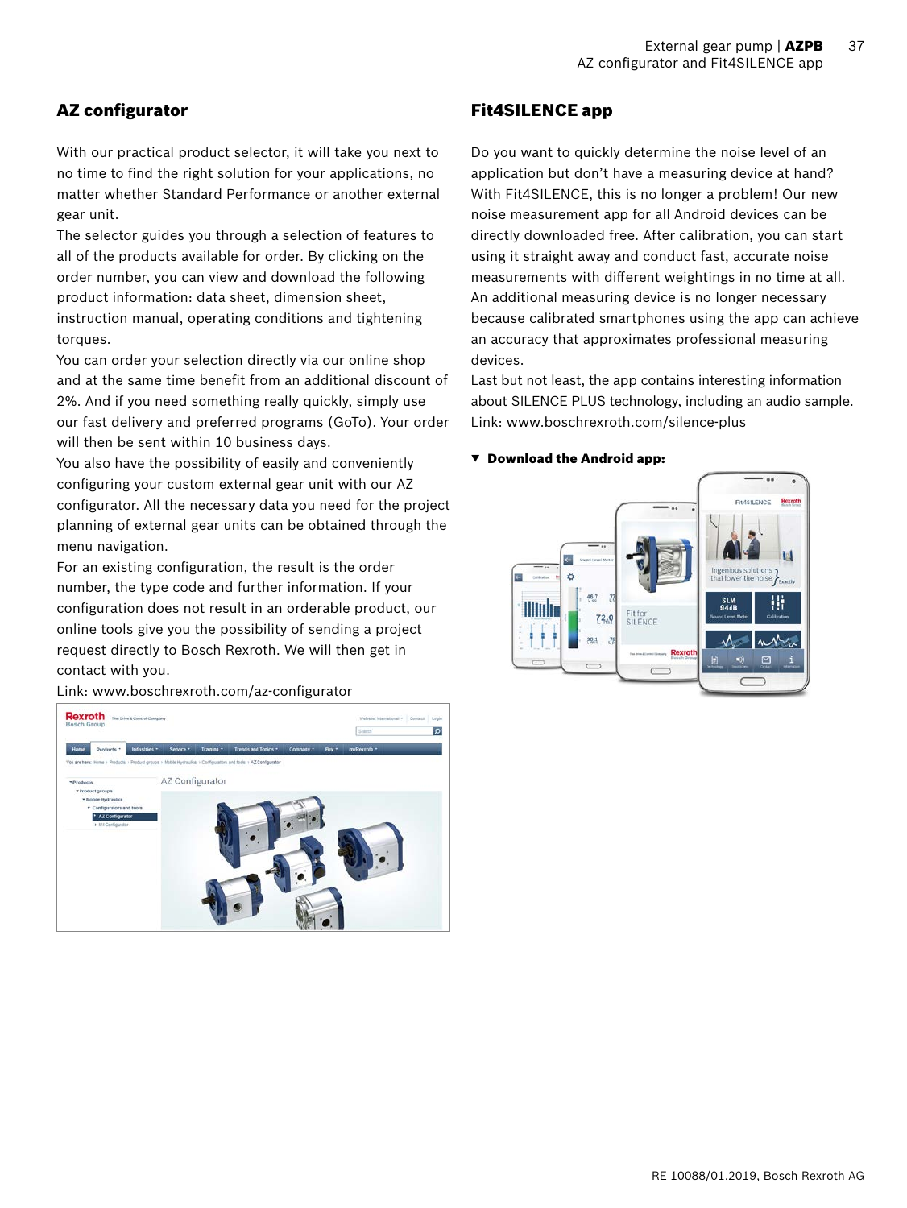## AZ configurator

With our practical product selector, it will take you next to no time to find the right solution for your applications, no matter whether Standard Performance or another external gear unit.

The selector guides you through a selection of features to all of the products available for order. By clicking on the order number, you can view and download the following product information: data sheet, dimension sheet, instruction manual, operating conditions and tightening torques.

You can order your selection directly via our online shop and at the same time benefit from an additional discount of 2%. And if you need something really quickly, simply use our fast delivery and preferred programs (GoTo). Your order will then be sent within 10 business days.

You also have the possibility of easily and conveniently configuring your custom external gear unit with our AZ configurator. All the necessary data you need for the project planning of external gear units can be obtained through the menu navigation.

For an existing configuration, the result is the order number, the type code and further information. If your configuration does not result in an orderable product, our online tools give you the possibility of sending a project request directly to Bosch Rexroth. We will then get in contact with you.

Link: www.boschrexroth.com/az-configurator

## Fit4SILENCE app

Do you want to quickly determine the noise level of an application but don't have a measuring device at hand? With Fit4SILENCE, this is no longer a problem! Our new noise measurement app for all Android devices can be directly downloaded free. After calibration, you can start using it straight away and conduct fast, accurate noise measurements with different weightings in no time at all. An additional measuring device is no longer necessary because calibrated smartphones using the app can achieve an accuracy that approximates professional measuring devices.

Last but not least, the app contains interesting information about SILENCE PLUS technology, including an audio sample.

Link: www.boschrexroth.com/silence-plus

▼ **Download the Android app:**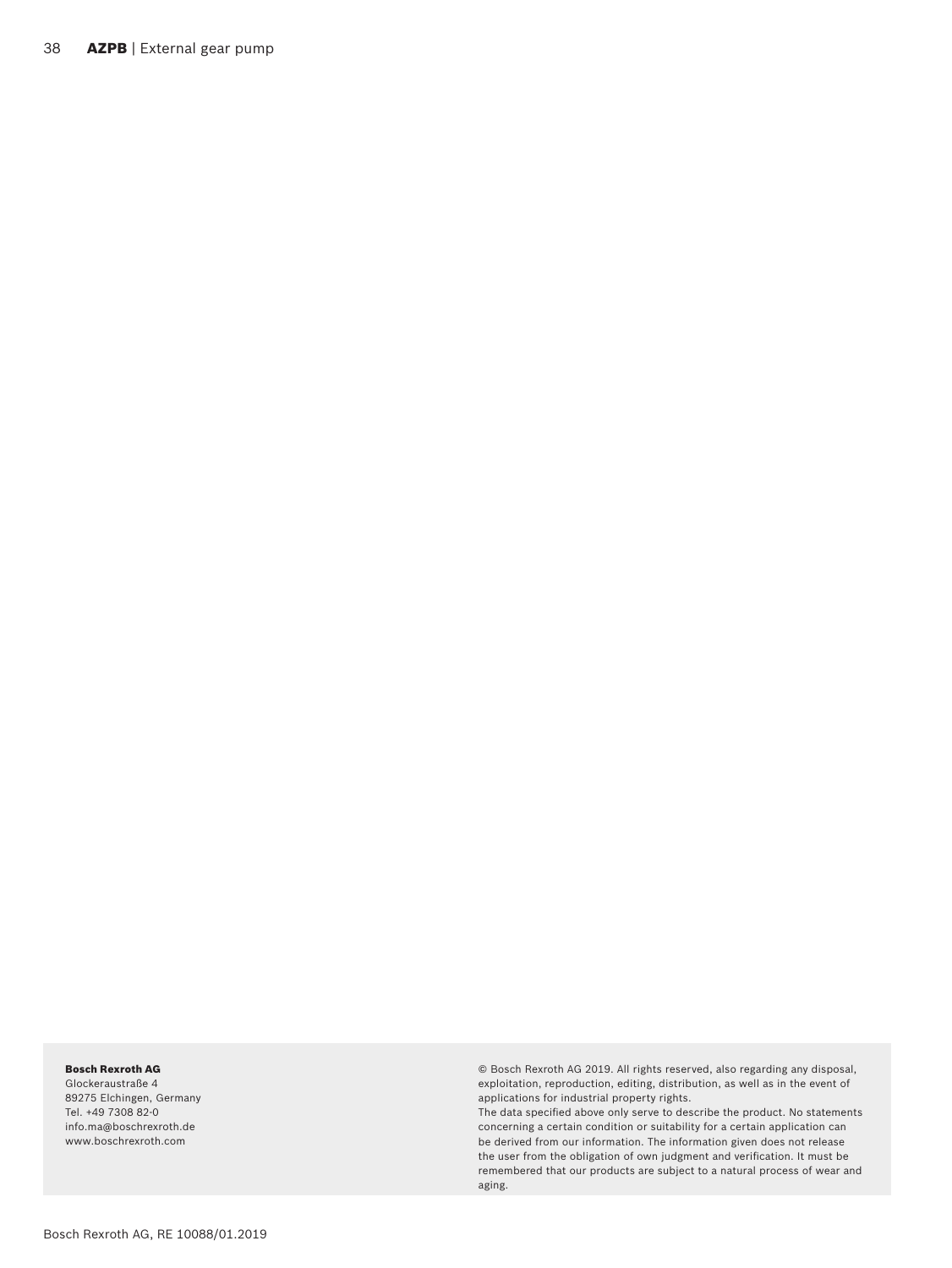**Bosch Rexroth AG**
Glockeraustraße 4
89275 Elchingen, Germany
Tel. +49 7308 82-0
info.ma@boschrexroth.de
www.boschrexroth.com

© Bosch Rexroth AG 2019. All rights reserved, also regarding any disposal, exploitation, reproduction, editing, distribution, as well as in the event of applications for industrial property rights.
The data specified above only serve to describe the product. No statements concerning a certain condition or suitability for a certain application can be derived from our information. The information given does not release the user from the obligation of own judgment and verification. It must be remembered that our products are subject to a natural process of wear and aging.